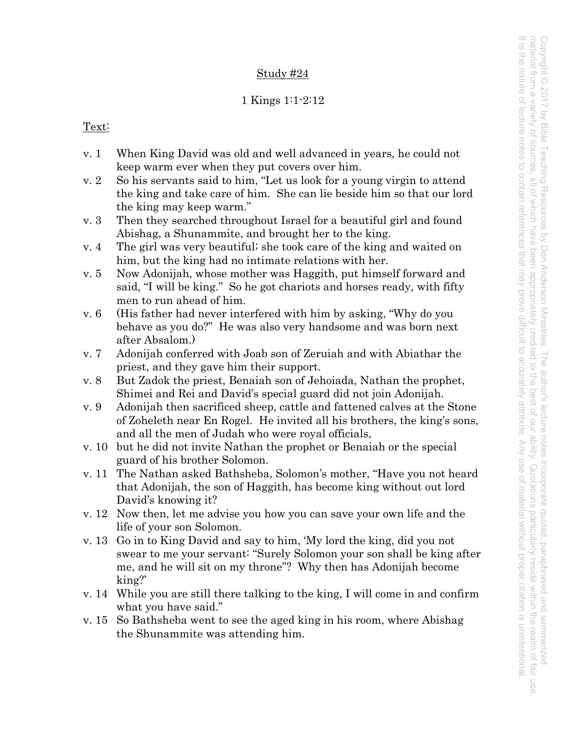Study #24

1 Kings 1:1-2:12

Text:

v. 1 When King David was old and well advanced in years, he could not keep warm ever when they put covers over him.

v. 2 So his servants said to him, "Let us look for a young virgin to attend the king and take care of him. She can lie beside him so that our lord the king may keep warm."

v. 3 Then they searched throughout Israel for a beautiful girl and found Abishag, a Shunammite, and brought her to the king.

v. 4 The girl was very beautiful; she took care of the king and waited on him, but the king had no intimate relations with her.

v. 5 Now Adonijah, whose mother was Haggith, put himself forward and said, "I will be king." So he got chariots and horses ready, with fifty men to run ahead of him.

v. 6 (His father had never interfered with him by asking, "Why do you behave as you do?" He was also very handsome and was born next after Absalom.)

v. 7 Adonijah conferred with Joab son of Zeruiah and with Abiathar the priest, and they gave him their support.

v. 8 But Zadok the priest, Benaiah son of Jehoiada, Nathan the prophet, Shimei and Rei and David's special guard did not join Adonijah.

v. 9 Adonijah then sacrificed sheep, cattle and fattened calves at the Stone of Zoheleth near En Rogel. He invited all his brothers, the king's sons, and all the men of Judah who were royal officials,

v. 10 but he did not invite Nathan the prophet or Benaiah or the special guard of his brother Solomon.

v. 11 The Nathan asked Bathsheba, Solomon's mother, "Have you not heard that Adonijah, the son of Haggith, has become king without out lord David's knowing it?

v. 12 Now then, let me advise you how you can save your own life and the life of your son Solomon.

v. 13 Go in to King David and say to him, 'My lord the king, did you not swear to me your servant: "Surely Solomon your son shall be king after me, and he will sit on my throne"? Why then has Adonijah become king?'

v. 14 While you are still there talking to the king, I will come in and confirm what you have said."

v. 15 So Bathsheba went to see the aged king in his room, where Abishag the Shunammite was attending him.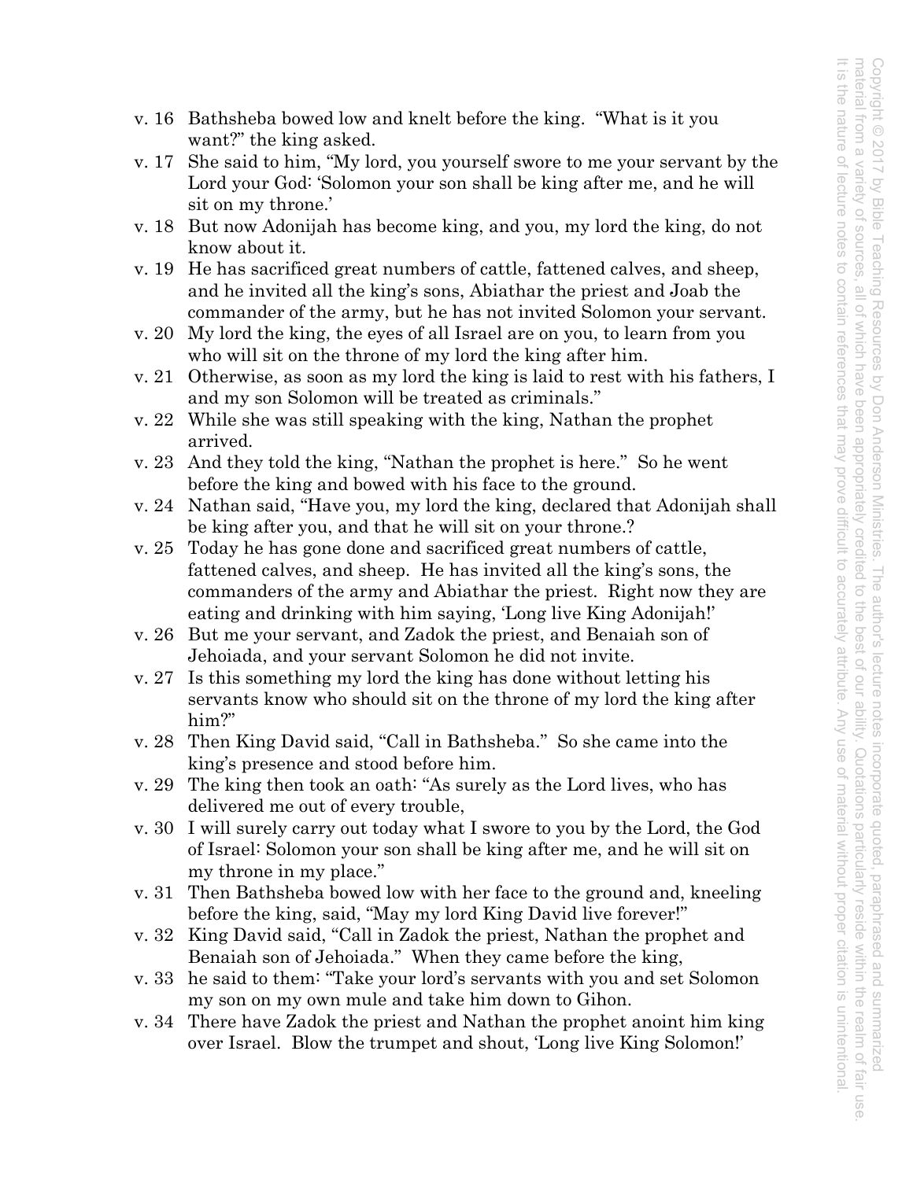v. 16 Bathsheba bowed low and knelt before the king. "What is it you want?" the king asked.

v. 17 She said to him, "My lord, you yourself swore to me your servant by the Lord your God: 'Solomon your son shall be king after me, and he will sit on my throne.'

v. 18 But now Adonijah has become king, and you, my lord the king, do not know about it.

v. 19 He has sacrificed great numbers of cattle, fattened calves, and sheep, and he invited all the king's sons, Abiathar the priest and Joab the commander of the army, but he has not invited Solomon your servant.

v. 20 My lord the king, the eyes of all Israel are on you, to learn from you who will sit on the throne of my lord the king after him.

v. 21 Otherwise, as soon as my lord the king is laid to rest with his fathers, I and my son Solomon will be treated as criminals."

v. 22 While she was still speaking with the king, Nathan the prophet arrived.

v. 23 And they told the king, "Nathan the prophet is here." So he went before the king and bowed with his face to the ground.

v. 24 Nathan said, "Have you, my lord the king, declared that Adonijah shall be king after you, and that he will sit on your throne.?

v. 25 Today he has gone done and sacrificed great numbers of cattle, fattened calves, and sheep. He has invited all the king's sons, the commanders of the army and Abiathar the priest. Right now they are eating and drinking with him saying, 'Long live King Adonijah!'

v. 26 But me your servant, and Zadok the priest, and Benaiah son of Jehoiada, and your servant Solomon he did not invite.

v. 27 Is this something my lord the king has done without letting his servants know who should sit on the throne of my lord the king after him?"

v. 28 Then King David said, "Call in Bathsheba." So she came into the king's presence and stood before him.

v. 29 The king then took an oath: "As surely as the Lord lives, who has delivered me out of every trouble,

v. 30 I will surely carry out today what I swore to you by the Lord, the God of Israel: Solomon your son shall be king after me, and he will sit on my throne in my place."

v. 31 Then Bathsheba bowed low with her face to the ground and, kneeling before the king, said, "May my lord King David live forever!"

v. 32 King David said, "Call in Zadok the priest, Nathan the prophet and Benaiah son of Jehoiada." When they came before the king,

v. 33 he said to them: "Take your lord's servants with you and set Solomon my son on my own mule and take him down to Gihon.

v. 34 There have Zadok the priest and Nathan the prophet anoint him king over Israel. Blow the trumpet and shout, 'Long live King Solomon!'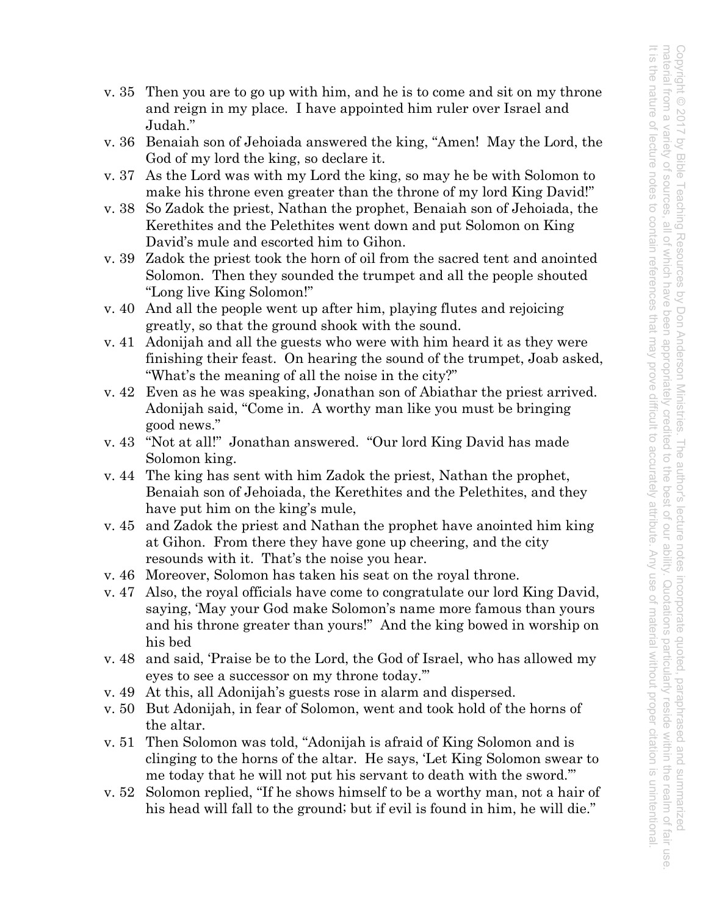v. 35 Then you are to go up with him, and he is to come and sit on my throne and reign in my place. I have appointed him ruler over Israel and Judah."

v. 36 Benaiah son of Jehoiada answered the king, "Amen! May the Lord, the God of my lord the king, so declare it.

v. 37 As the Lord was with my Lord the king, so may he be with Solomon to make his throne even greater than the throne of my lord King David!"

v. 38 So Zadok the priest, Nathan the prophet, Benaiah son of Jehoiada, the Kerethites and the Pelethites went down and put Solomon on King David's mule and escorted him to Gihon.

v. 39 Zadok the priest took the horn of oil from the sacred tent and anointed Solomon. Then they sounded the trumpet and all the people shouted "Long live King Solomon!"

v. 40 And all the people went up after him, playing flutes and rejoicing greatly, so that the ground shook with the sound.

v. 41 Adonijah and all the guests who were with him heard it as they were finishing their feast. On hearing the sound of the trumpet, Joab asked, "What's the meaning of all the noise in the city?"

v. 42 Even as he was speaking, Jonathan son of Abiathar the priest arrived. Adonijah said, "Come in. A worthy man like you must be bringing good news."

v. 43 "Not at all!" Jonathan answered. "Our lord King David has made Solomon king.

v. 44 The king has sent with him Zadok the priest, Nathan the prophet, Benaiah son of Jehoiada, the Kerethites and the Pelethites, and they have put him on the king's mule,

v. 45 and Zadok the priest and Nathan the prophet have anointed him king at Gihon. From there they have gone up cheering, and the city resounds with it. That's the noise you hear.

v. 46 Moreover, Solomon has taken his seat on the royal throne.

v. 47 Also, the royal officials have come to congratulate our lord King David, saying, 'May your God make Solomon's name more famous than yours and his throne greater than yours!" And the king bowed in worship on his bed

v. 48 and said, 'Praise be to the Lord, the God of Israel, who has allowed my eyes to see a successor on my throne today.'"

v. 49 At this, all Adonijah's guests rose in alarm and dispersed.

v. 50 But Adonijah, in fear of Solomon, went and took hold of the horns of the altar.

v. 51 Then Solomon was told, "Adonijah is afraid of King Solomon and is clinging to the horns of the altar. He says, 'Let King Solomon swear to me today that he will not put his servant to death with the sword.'"

v. 52 Solomon replied, "If he shows himself to be a worthy man, not a hair of his head will fall to the ground; but if evil is found in him, he will die."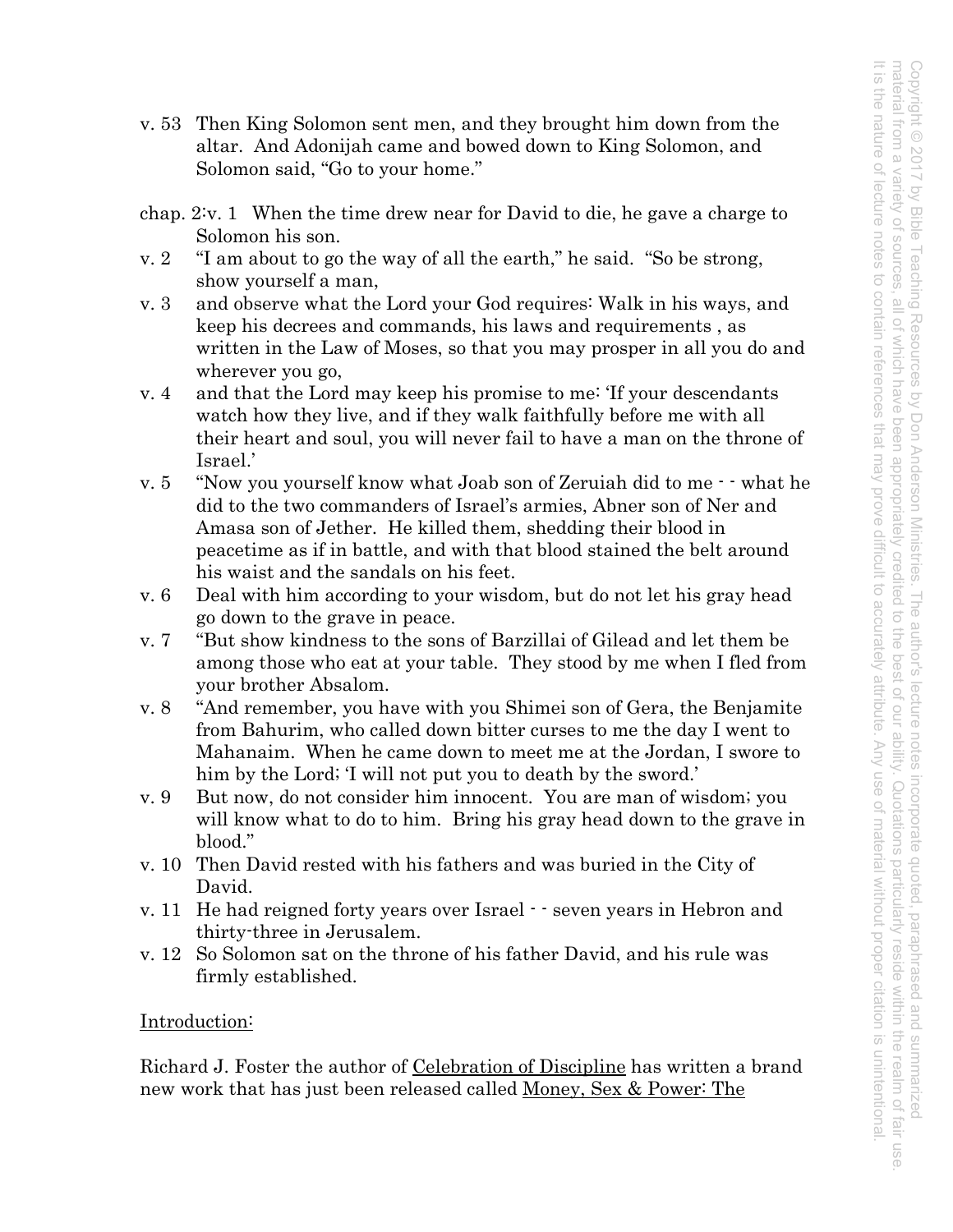v. 53 Then King Solomon sent men, and they brought him down from the altar. And Adonijah came and bowed down to King Solomon, and Solomon said, "Go to your home."

chap. 2:v. 1 When the time drew near for David to die, he gave a charge to Solomon his son.

v. 2 "I am about to go the way of all the earth," he said. "So be strong, show yourself a man,

v. 3 and observe what the Lord your God requires: Walk in his ways, and keep his decrees and commands, his laws and requirements , as written in the Law of Moses, so that you may prosper in all you do and wherever you go,

v. 4 and that the Lord may keep his promise to me: 'If your descendants watch how they live, and if they walk faithfully before me with all their heart and soul, you will never fail to have a man on the throne of Israel.'

v. 5 "Now you yourself know what Joab son of Zeruiah did to me - - what he did to the two commanders of Israel's armies, Abner son of Ner and Amasa son of Jether. He killed them, shedding their blood in peacetime as if in battle, and with that blood stained the belt around his waist and the sandals on his feet.

v. 6 Deal with him according to your wisdom, but do not let his gray head go down to the grave in peace.

v. 7 "But show kindness to the sons of Barzillai of Gilead and let them be among those who eat at your table. They stood by me when I fled from your brother Absalom.

v. 8 "And remember, you have with you Shimei son of Gera, the Benjamite from Bahurim, who called down bitter curses to me the day I went to Mahanaim. When he came down to meet me at the Jordan, I swore to him by the Lord; 'I will not put you to death by the sword.'

v. 9 But now, do not consider him innocent. You are man of wisdom; you will know what to do to him. Bring his gray head down to the grave in blood."

v. 10 Then David rested with his fathers and was buried in the City of David.

v. 11 He had reigned forty years over Israel - - seven years in Hebron and thirty-three in Jerusalem.

v. 12 So Solomon sat on the throne of his father David, and his rule was firmly established.

Introduction:

Richard J. Foster the author of Celebration of Discipline has written a brand new work that has just been released called Money, Sex & Power: The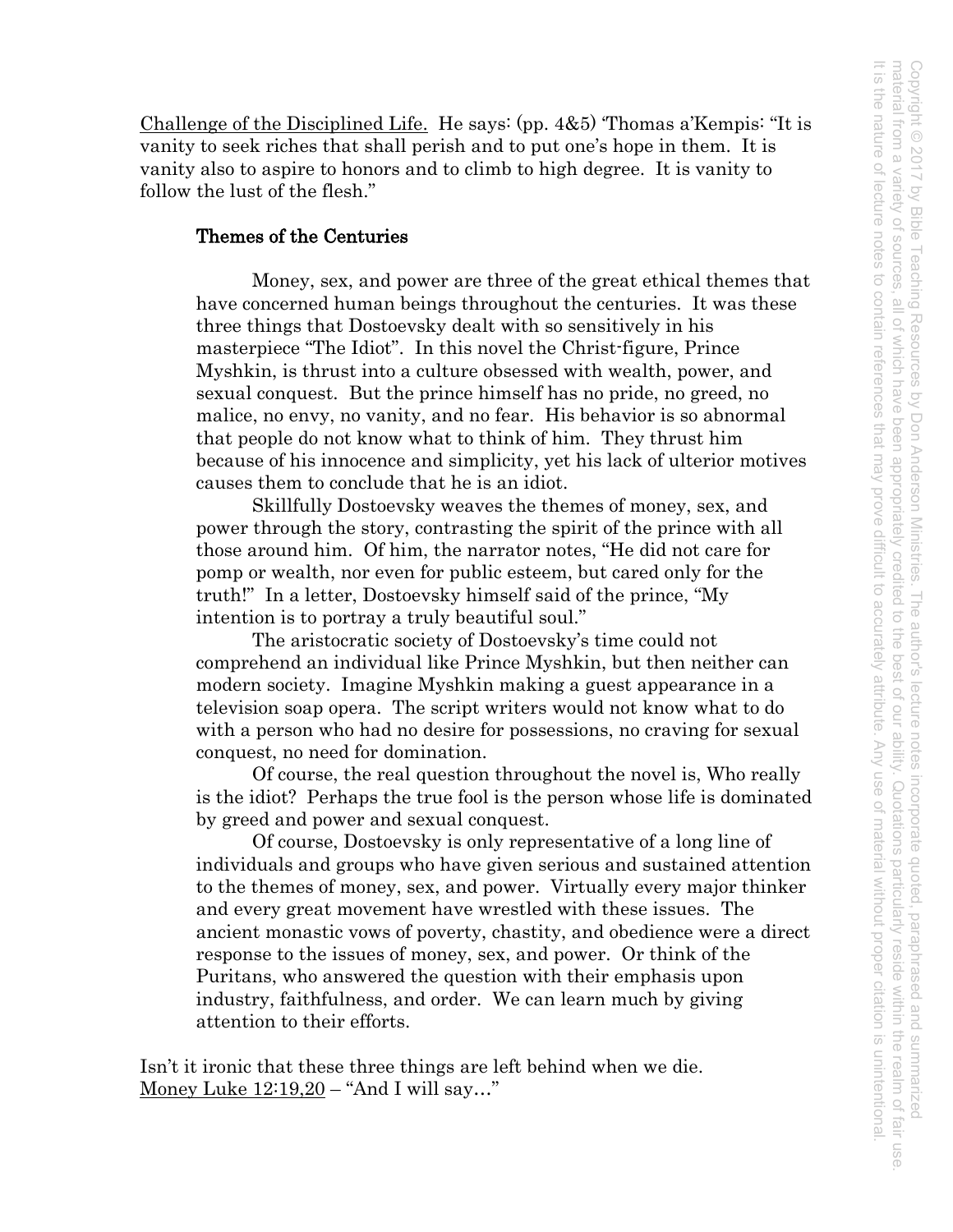Challenge of the Disciplined Life. He says: (pp. 4&5) 'Thomas a'Kempis: "It is vanity to seek riches that shall perish and to put one's hope in them. It is vanity also to aspire to honors and to climb to high degree. It is vanity to follow the lust of the flesh."

**Themes of the Centuries**

Money, sex, and power are three of the great ethical themes that have concerned human beings throughout the centuries. It was these three things that Dostoevsky dealt with so sensitively in his masterpiece "The Idiot". In this novel the Christ-figure, Prince Myshkin, is thrust into a culture obsessed with wealth, power, and sexual conquest. But the prince himself has no pride, no greed, no malice, no envy, no vanity, and no fear. His behavior is so abnormal that people do not know what to think of him. They thrust him because of his innocence and simplicity, yet his lack of ulterior motives causes them to conclude that he is an idiot.

Skillfully Dostoevsky weaves the themes of money, sex, and power through the story, contrasting the spirit of the prince with all those around him. Of him, the narrator notes, "He did not care for pomp or wealth, nor even for public esteem, but cared only for the truth!" In a letter, Dostoevsky himself said of the prince, "My intention is to portray a truly beautiful soul."

The aristocratic society of Dostoevsky's time could not comprehend an individual like Prince Myshkin, but then neither can modern society. Imagine Myshkin making a guest appearance in a television soap opera. The script writers would not know what to do with a person who had no desire for possessions, no craving for sexual conquest, no need for domination.

Of course, the real question throughout the novel is, Who really is the idiot? Perhaps the true fool is the person whose life is dominated by greed and power and sexual conquest.

Of course, Dostoevsky is only representative of a long line of individuals and groups who have given serious and sustained attention to the themes of money, sex, and power. Virtually every major thinker and every great movement have wrestled with these issues. The ancient monastic vows of poverty, chastity, and obedience were a direct response to the issues of money, sex, and power. Or think of the Puritans, who answered the question with their emphasis upon industry, faithfulness, and order. We can learn much by giving attention to their efforts.

Isn't it ironic that these three things are left behind when we die.
Money Luke 12:19,20 – "And I will say…"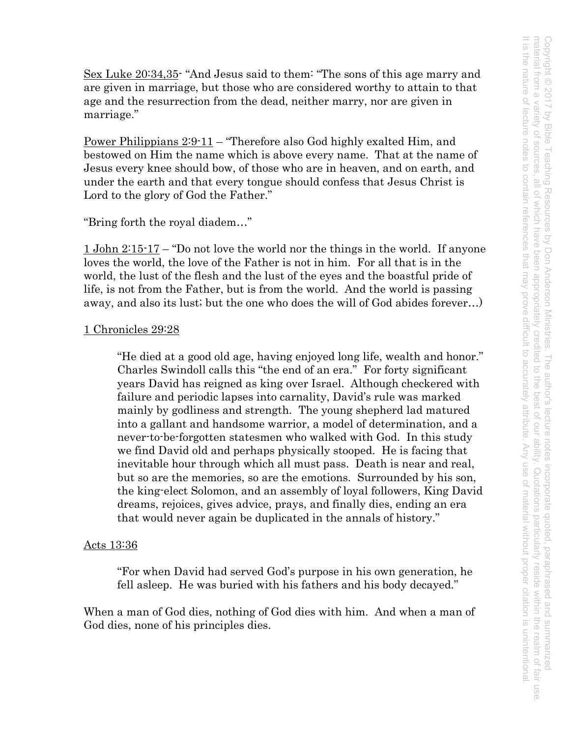<u>Sex Luke 20:34,35</u>- "And Jesus said to them: "The sons of this age marry and are given in marriage, but those who are considered worthy to attain to that age and the resurrection from the dead, neither marry, nor are given in marriage."

<u>Power Philippians 2:9-11</u> – "Therefore also God highly exalted Him, and bestowed on Him the name which is above every name. That at the name of Jesus every knee should bow, of those who are in heaven, and on earth, and under the earth and that every tongue should confess that Jesus Christ is Lord to the glory of God the Father."

"Bring forth the royal diadem…"

<u>1 John 2:15-17</u> – "Do not love the world nor the things in the world. If anyone loves the world, the love of the Father is not in him. For all that is in the world, the lust of the flesh and the lust of the eyes and the boastful pride of life, is not from the Father, but is from the world. And the world is passing away, and also its lust; but the one who does the will of God abides forever…)

<u>1 Chronicles 29:28</u>

> "He died at a good old age, having enjoyed long life, wealth and honor." Charles Swindoll calls this "the end of an era." For forty significant years David has reigned as king over Israel. Although checkered with failure and periodic lapses into carnality, David's rule was marked mainly by godliness and strength. The young shepherd lad matured into a gallant and handsome warrior, a model of determination, and a never-to-be-forgotten statesmen who walked with God. In this study we find David old and perhaps physically stooped. He is facing that inevitable hour through which all must pass. Death is near and real, but so are the memories, so are the emotions. Surrounded by his son, the king-elect Solomon, and an assembly of loyal followers, King David dreams, rejoices, gives advice, prays, and finally dies, ending an era that would never again be duplicated in the annals of history."

<u>Acts 13:36</u>

> "For when David had served God's purpose in his own generation, he fell asleep. He was buried with his fathers and his body decayed."

When a man of God dies, nothing of God dies with him. And when a man of God dies, none of his principles dies.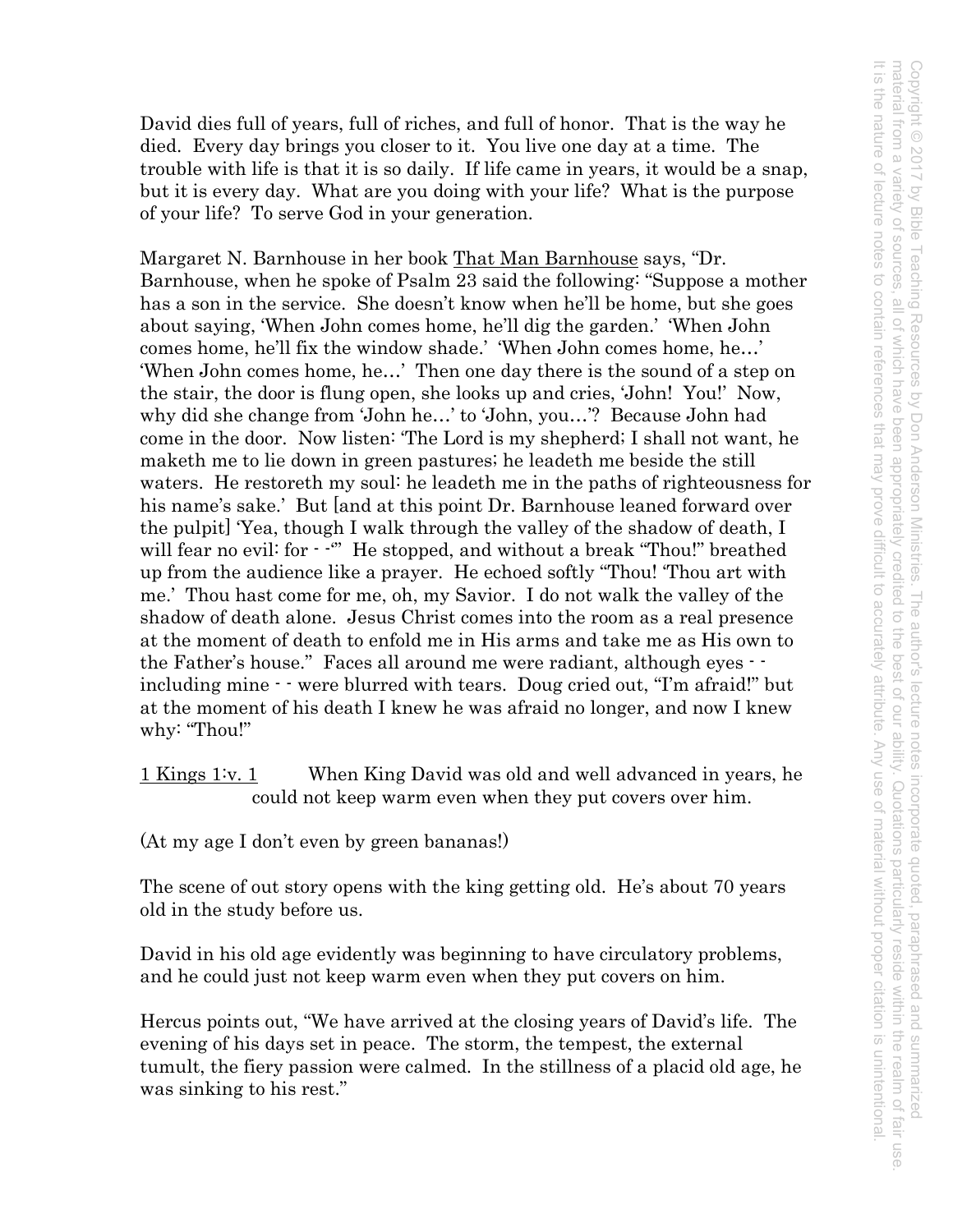David dies full of years, full of riches, and full of honor. That is the way he died. Every day brings you closer to it. You live one day at a time. The trouble with life is that it is so daily. If life came in years, it would be a snap, but it is every day. What are you doing with your life? What is the purpose of your life? To serve God in your generation.

Margaret N. Barnhouse in her book <u>That Man Barnhouse</u> says, "Dr. Barnhouse, when he spoke of Psalm 23 said the following: "Suppose a mother has a son in the service. She doesn't know when he'll be home, but she goes about saying, 'When John comes home, he'll dig the garden.' 'When John comes home, he'll fix the window shade.' 'When John comes home, he…' 'When John comes home, he…' Then one day there is the sound of a step on the stair, the door is flung open, she looks up and cries, 'John! You!' Now, why did she change from 'John he…' to 'John, you…'? Because John had come in the door. Now listen: 'The Lord is my shepherd; I shall not want, he maketh me to lie down in green pastures; he leadeth me beside the still waters. He restoreth my soul: he leadeth me in the paths of righteousness for his name's sake.' But [and at this point Dr. Barnhouse leaned forward over the pulpit] 'Yea, though I walk through the valley of the shadow of death, I will fear no evil: for - -'" He stopped, and without a break "Thou!" breathed up from the audience like a prayer. He echoed softly "Thou! 'Thou art with me.' Thou hast come for me, oh, my Savior. I do not walk the valley of the shadow of death alone. Jesus Christ comes into the room as a real presence at the moment of death to enfold me in His arms and take me as His own to the Father's house." Faces all around me were radiant, although eyes - - including mine - - were blurred with tears. Doug cried out, "I'm afraid!" but at the moment of his death I knew he was afraid no longer, and now I knew why: "Thou!"

<u>1 Kings 1:v. 1</u> When King David was old and well advanced in years, he could not keep warm even when they put covers over him.

(At my age I don't even by green bananas!)

The scene of out story opens with the king getting old. He's about 70 years old in the study before us.

David in his old age evidently was beginning to have circulatory problems, and he could just not keep warm even when they put covers on him.

Hercus points out, "We have arrived at the closing years of David's life. The evening of his days set in peace. The storm, the tempest, the external tumult, the fiery passion were calmed. In the stillness of a placid old age, he was sinking to his rest."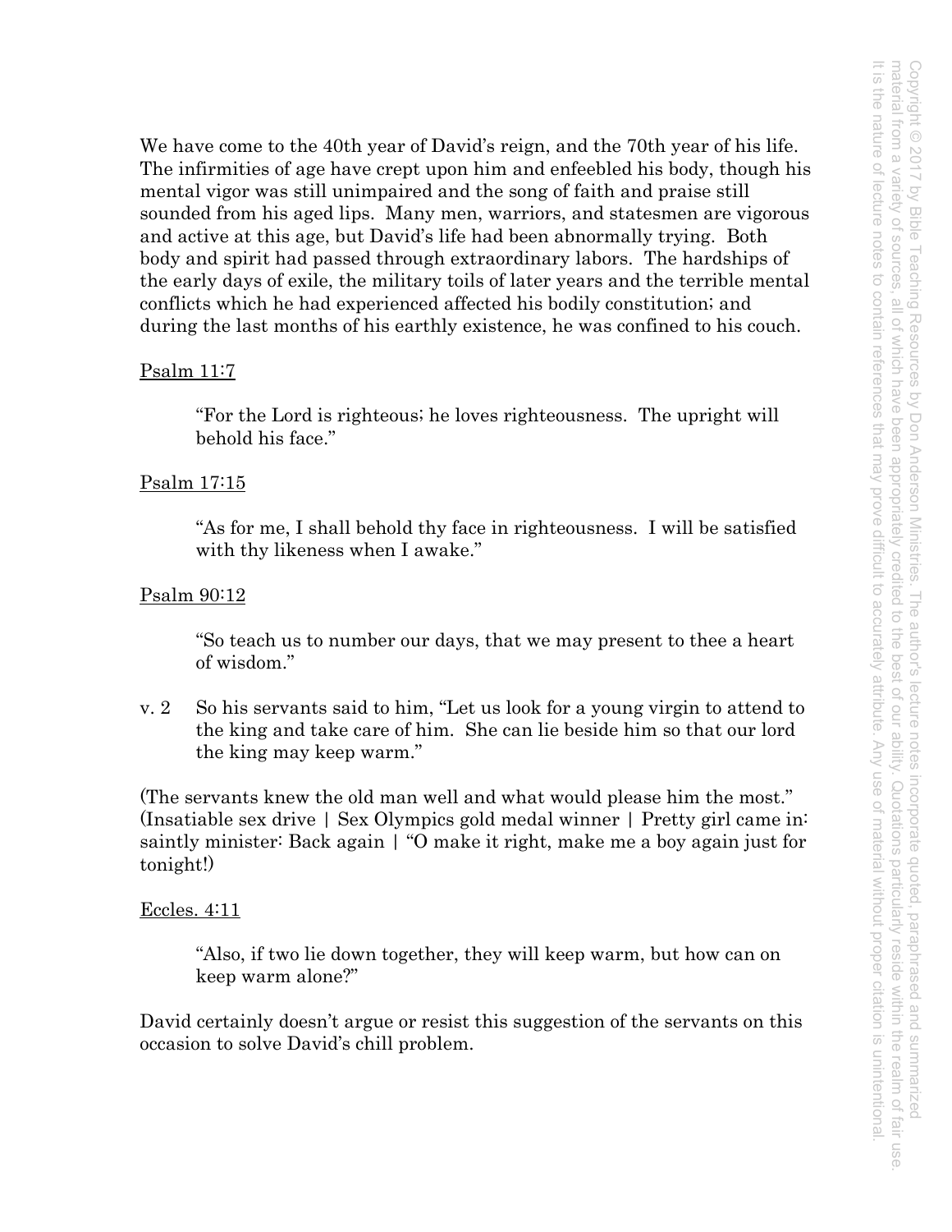We have come to the 40th year of David's reign, and the 70th year of his life. The infirmities of age have crept upon him and enfeebled his body, though his mental vigor was still unimpaired and the song of faith and praise still sounded from his aged lips. Many men, warriors, and statesmen are vigorous and active at this age, but David's life had been abnormally trying. Both body and spirit had passed through extraordinary labors. The hardships of the early days of exile, the military toils of later years and the terrible mental conflicts which he had experienced affected his bodily constitution; and during the last months of his earthly existence, he was confined to his couch.

<u>Psalm 11:7</u>

> "For the Lord is righteous; he loves righteousness. The upright will behold his face."

<u>Psalm 17:15</u>

> "As for me, I shall behold thy face in righteousness. I will be satisfied with thy likeness when I awake."

<u>Psalm 90:12</u>

> "So teach us to number our days, that we may present to thee a heart of wisdom."

v. 2 So his servants said to him, "Let us look for a young virgin to attend to the king and take care of him. She can lie beside him so that our lord the king may keep warm."

(The servants knew the old man well and what would please him the most." (Insatiable sex drive | Sex Olympics gold medal winner | Pretty girl came in: saintly minister: Back again | "O make it right, make me a boy again just for tonight!)

<u>Eccles. 4:11</u>

> "Also, if two lie down together, they will keep warm, but how can on keep warm alone?"

David certainly doesn't argue or resist this suggestion of the servants on this occasion to solve David's chill problem.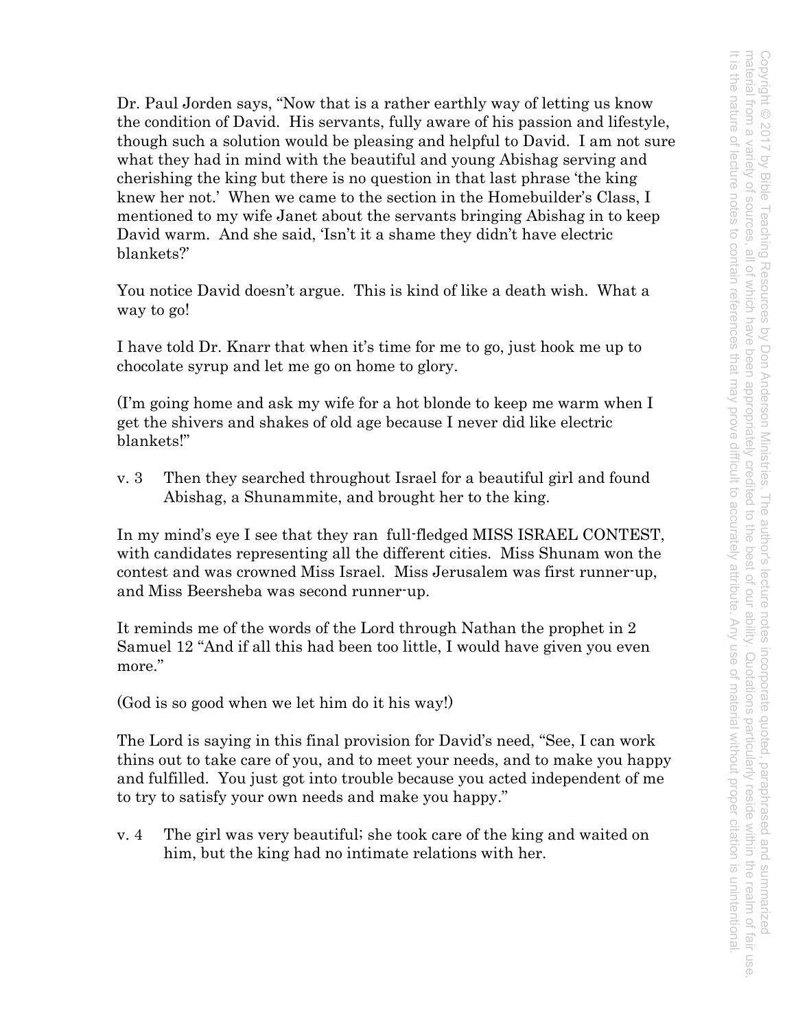Dr. Paul Jorden says, "Now that is a rather earthly way of letting us know the condition of David. His servants, fully aware of his passion and lifestyle, though such a solution would be pleasing and helpful to David. I am not sure what they had in mind with the beautiful and young Abishag serving and cherishing the king but there is no question in that last phrase 'the king knew her not.' When we came to the section in the Homebuilder's Class, I mentioned to my wife Janet about the servants bringing Abishag in to keep David warm. And she said, 'Isn't it a shame they didn't have electric blankets?'

You notice David doesn't argue. This is kind of like a death wish. What a way to go!

I have told Dr. Knarr that when it's time for me to go, just hook me up to chocolate syrup and let me go on home to glory.

(I'm going home and ask my wife for a hot blonde to keep me warm when I get the shivers and shakes of old age because I never did like electric blankets!"

v. 3 Then they searched throughout Israel for a beautiful girl and found Abishag, a Shunammite, and brought her to the king.

In my mind's eye I see that they ran full-fledged MISS ISRAEL CONTEST, with candidates representing all the different cities. Miss Shunam won the contest and was crowned Miss Israel. Miss Jerusalem was first runner-up, and Miss Beersheba was second runner-up.

It reminds me of the words of the Lord through Nathan the prophet in 2 Samuel 12 "And if all this had been too little, I would have given you even more."

(God is so good when we let him do it his way!)

The Lord is saying in this final provision for David's need, "See, I can work thins out to take care of you, and to meet your needs, and to make you happy and fulfilled. You just got into trouble because you acted independent of me to try to satisfy your own needs and make you happy."

v. 4 The girl was very beautiful; she took care of the king and waited on him, but the king had no intimate relations with her.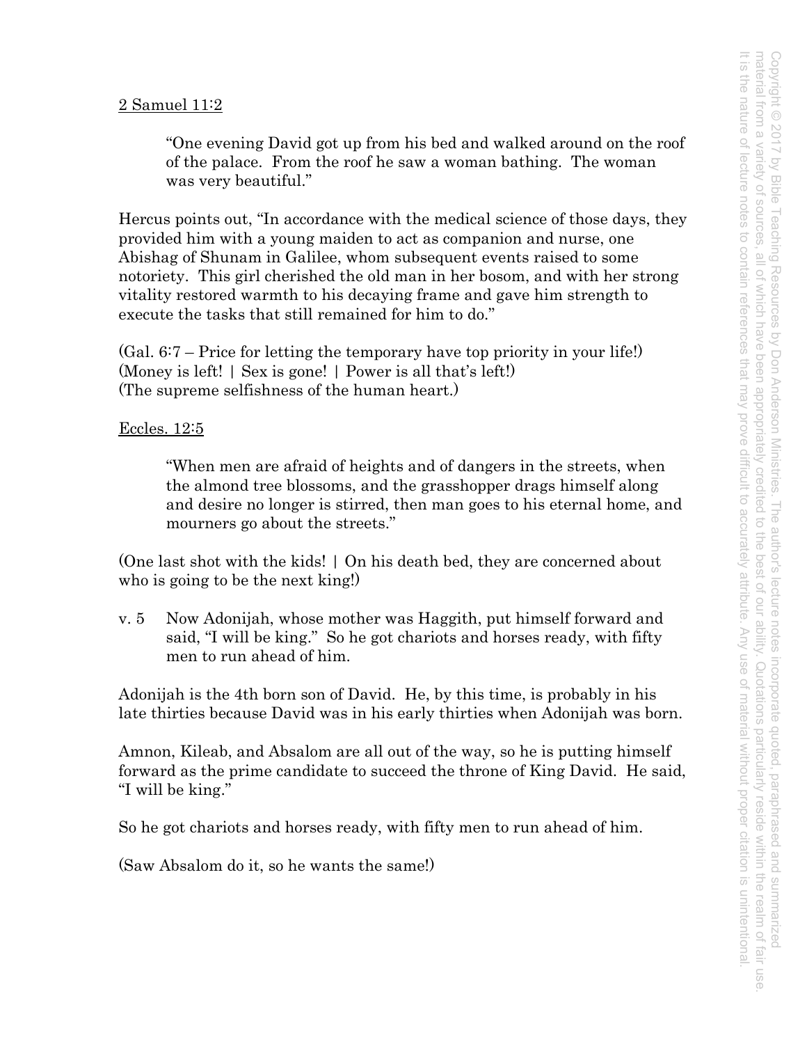2 Samuel 11:2

> "One evening David got up from his bed and walked around on the roof of the palace. From the roof he saw a woman bathing. The woman was very beautiful."

Hercus points out, "In accordance with the medical science of those days, they provided him with a young maiden to act as companion and nurse, one Abishag of Shunam in Galilee, whom subsequent events raised to some notoriety. This girl cherished the old man in her bosom, and with her strong vitality restored warmth to his decaying frame and gave him strength to execute the tasks that still remained for him to do."

(Gal. 6:7 – Price for letting the temporary have top priority in your life!)
(Money is left! | Sex is gone! | Power is all that's left!)
(The supreme selfishness of the human heart.)

Eccles. 12:5

> "When men are afraid of heights and of dangers in the streets, when the almond tree blossoms, and the grasshopper drags himself along and desire no longer is stirred, then man goes to his eternal home, and mourners go about the streets."

(One last shot with the kids! | On his death bed, they are concerned about who is going to be the next king!)

v. 5 Now Adonijah, whose mother was Haggith, put himself forward and said, "I will be king." So he got chariots and horses ready, with fifty men to run ahead of him.

Adonijah is the 4th born son of David. He, by this time, is probably in his late thirties because David was in his early thirties when Adonijah was born.

Amnon, Kileab, and Absalom are all out of the way, so he is putting himself forward as the prime candidate to succeed the throne of King David. He said, "I will be king."

So he got chariots and horses ready, with fifty men to run ahead of him.

(Saw Absalom do it, so he wants the same!)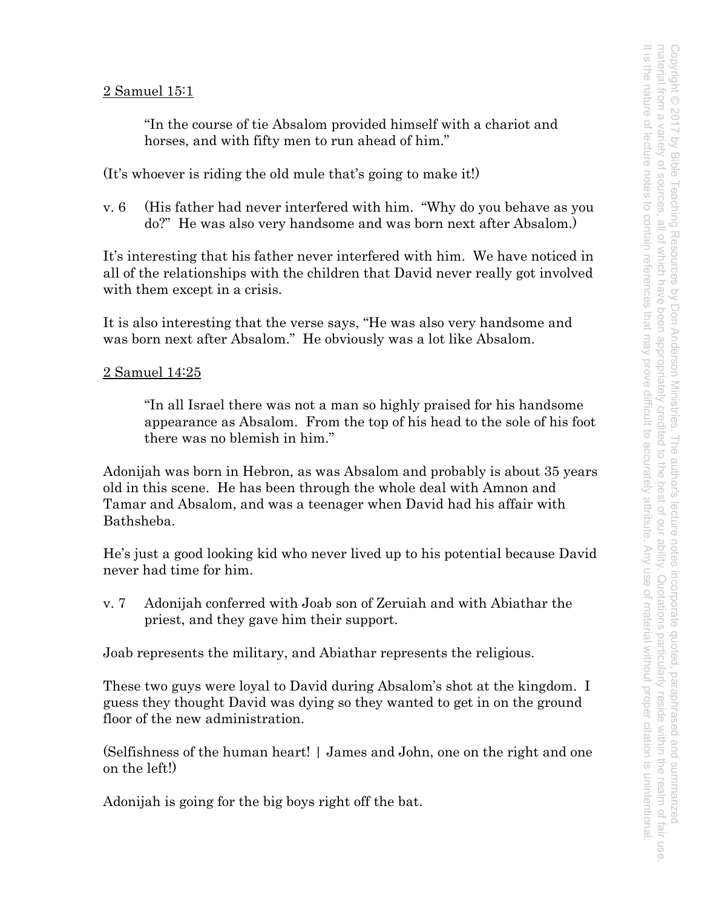2 Samuel 15:1

> "In the course of tie Absalom provided himself with a chariot and horses, and with fifty men to run ahead of him."

(It's whoever is riding the old mule that's going to make it!)

v. 6 (His father had never interfered with him. "Why do you behave as you do?" He was also very handsome and was born next after Absalom.)

It's interesting that his father never interfered with him. We have noticed in all of the relationships with the children that David never really got involved with them except in a crisis.

It is also interesting that the verse says, "He was also very handsome and was born next after Absalom." He obviously was a lot like Absalom.

2 Samuel 14:25

> "In all Israel there was not a man so highly praised for his handsome appearance as Absalom. From the top of his head to the sole of his foot there was no blemish in him."

Adonijah was born in Hebron, as was Absalom and probably is about 35 years old in this scene. He has been through the whole deal with Amnon and Tamar and Absalom, and was a teenager when David had his affair with Bathsheba.

He's just a good looking kid who never lived up to his potential because David never had time for him.

v. 7 Adonijah conferred with Joab son of Zeruiah and with Abiathar the priest, and they gave him their support.

Joab represents the military, and Abiathar represents the religious.

These two guys were loyal to David during Absalom's shot at the kingdom. I guess they thought David was dying so they wanted to get in on the ground floor of the new administration.

(Selfishness of the human heart! | James and John, one on the right and one on the left!)

Adonijah is going for the big boys right off the bat.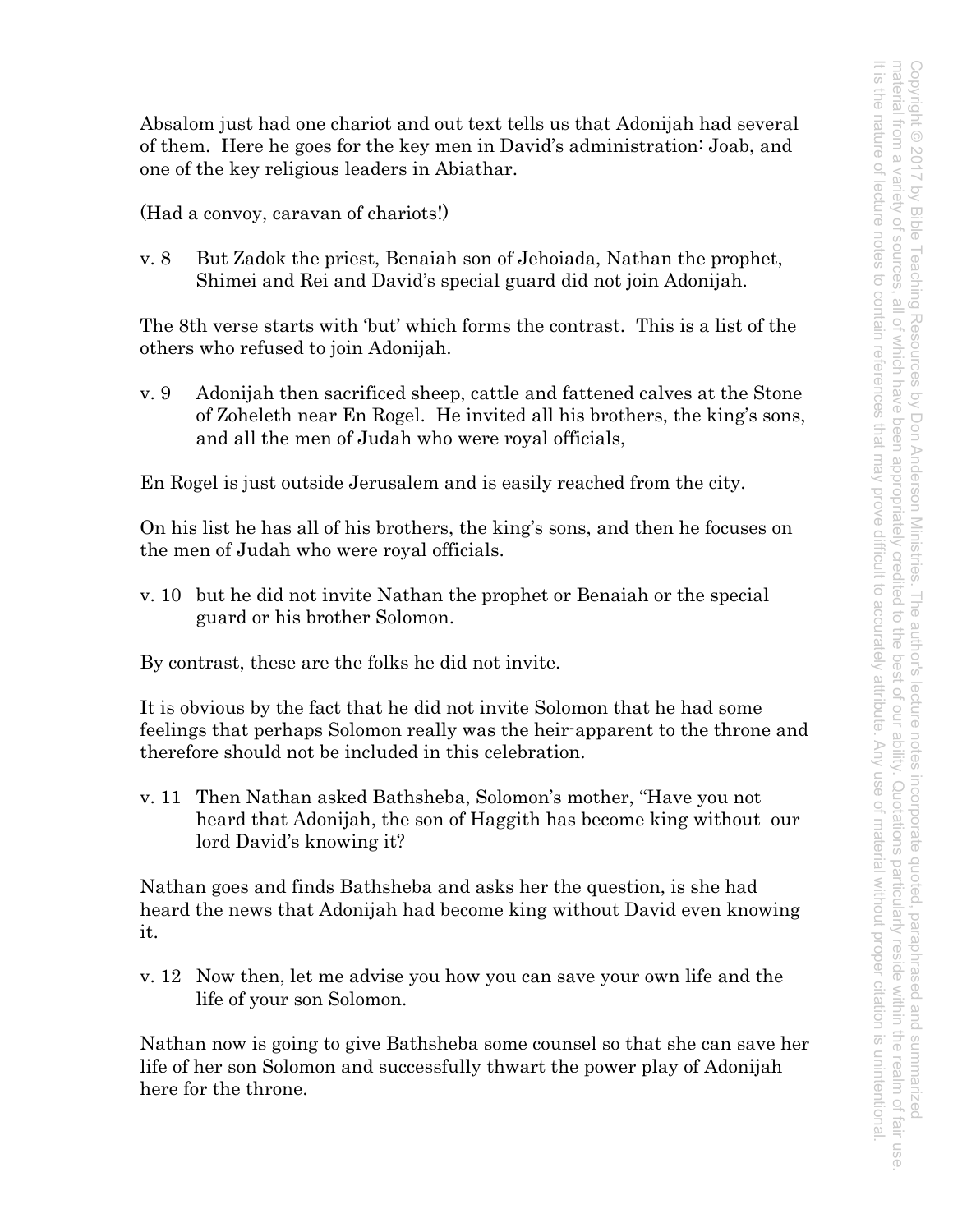Absalom just had one chariot and out text tells us that Adonijah had several of them. Here he goes for the key men in David's administration: Joab, and one of the key religious leaders in Abiathar.

(Had a convoy, caravan of chariots!)

v. 8 But Zadok the priest, Benaiah son of Jehoiada, Nathan the prophet, Shimei and Rei and David's special guard did not join Adonijah.

The 8th verse starts with 'but' which forms the contrast. This is a list of the others who refused to join Adonijah.

v. 9 Adonijah then sacrificed sheep, cattle and fattened calves at the Stone of Zoheleth near En Rogel. He invited all his brothers, the king's sons, and all the men of Judah who were royal officials,

En Rogel is just outside Jerusalem and is easily reached from the city.

On his list he has all of his brothers, the king's sons, and then he focuses on the men of Judah who were royal officials.

v. 10 but he did not invite Nathan the prophet or Benaiah or the special guard or his brother Solomon.

By contrast, these are the folks he did not invite.

It is obvious by the fact that he did not invite Solomon that he had some feelings that perhaps Solomon really was the heir-apparent to the throne and therefore should not be included in this celebration.

v. 11 Then Nathan asked Bathsheba, Solomon's mother, "Have you not heard that Adonijah, the son of Haggith has become king without our lord David's knowing it?

Nathan goes and finds Bathsheba and asks her the question, is she had heard the news that Adonijah had become king without David even knowing it.

v. 12 Now then, let me advise you how you can save your own life and the life of your son Solomon.

Nathan now is going to give Bathsheba some counsel so that she can save her life of her son Solomon and successfully thwart the power play of Adonijah here for the throne.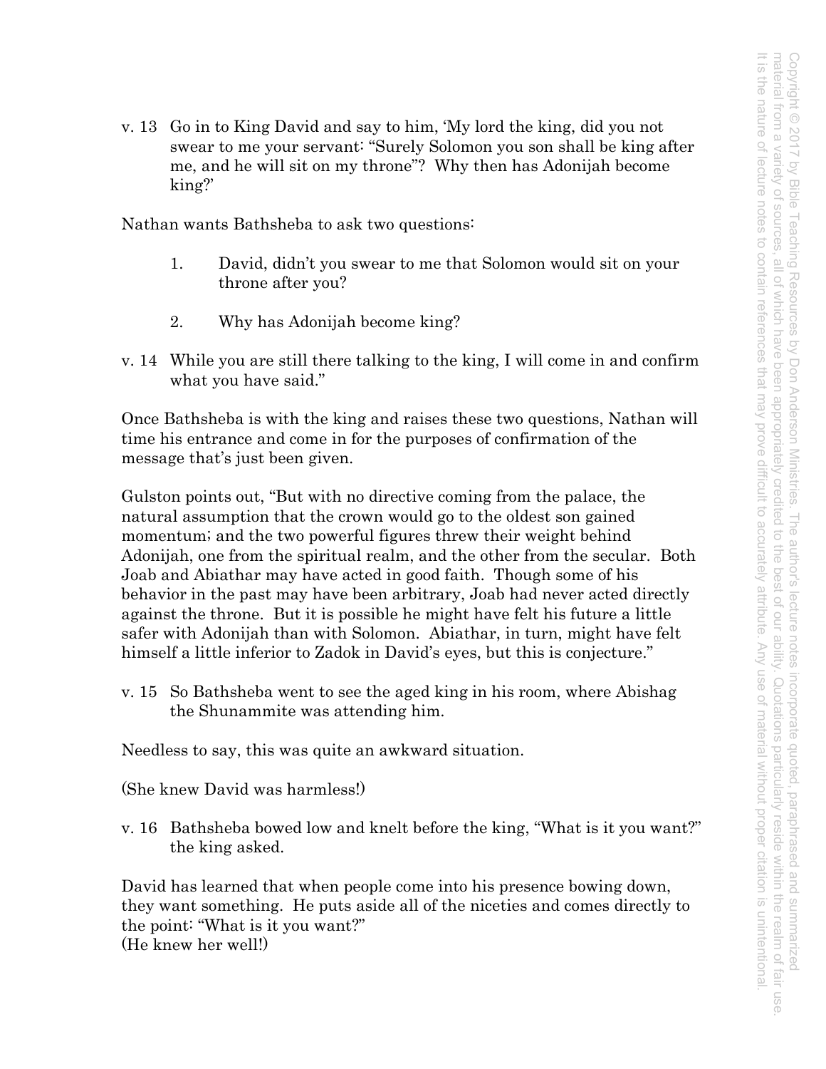v. 13 Go in to King David and say to him, 'My lord the king, did you not swear to me your servant: "Surely Solomon you son shall be king after me, and he will sit on my throne"? Why then has Adonijah become king?'

Nathan wants Bathsheba to ask two questions:

1. David, didn't you swear to me that Solomon would sit on your throne after you?

2. Why has Adonijah become king?

v. 14 While you are still there talking to the king, I will come in and confirm what you have said."

Once Bathsheba is with the king and raises these two questions, Nathan will time his entrance and come in for the purposes of confirmation of the message that's just been given.

Gulston points out, "But with no directive coming from the palace, the natural assumption that the crown would go to the oldest son gained momentum; and the two powerful figures threw their weight behind Adonijah, one from the spiritual realm, and the other from the secular. Both Joab and Abiathar may have acted in good faith. Though some of his behavior in the past may have been arbitrary, Joab had never acted directly against the throne. But it is possible he might have felt his future a little safer with Adonijah than with Solomon. Abiathar, in turn, might have felt himself a little inferior to Zadok in David's eyes, but this is conjecture."

v. 15 So Bathsheba went to see the aged king in his room, where Abishag the Shunammite was attending him.

Needless to say, this was quite an awkward situation.

(She knew David was harmless!)

v. 16 Bathsheba bowed low and knelt before the king, "What is it you want?" the king asked.

David has learned that when people come into his presence bowing down, they want something. He puts aside all of the niceties and comes directly to the point: "What is it you want?"
(He knew her well!)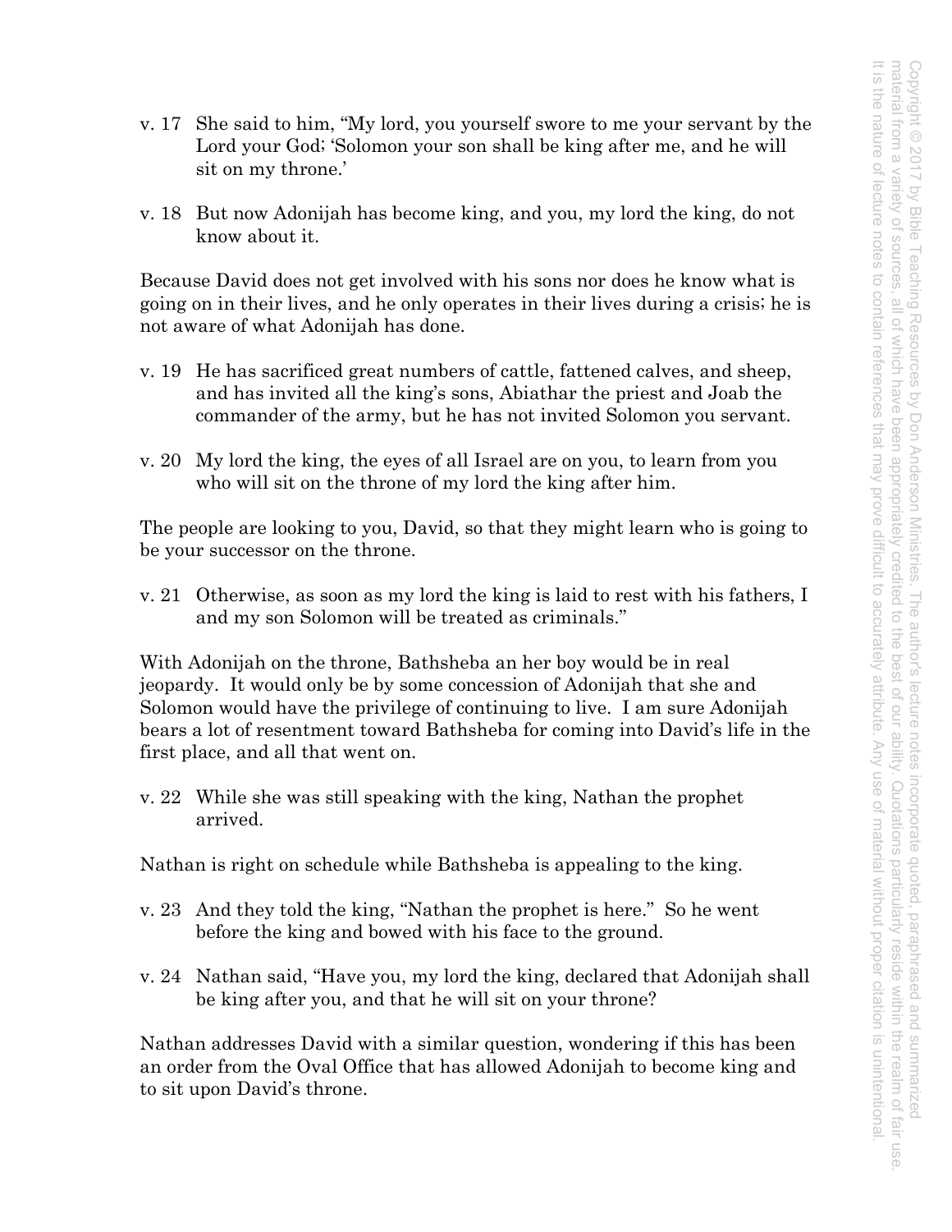v. 17 She said to him, "My lord, you yourself swore to me your servant by the Lord your God; 'Solomon your son shall be king after me, and he will sit on my throne.'

v. 18 But now Adonijah has become king, and you, my lord the king, do not know about it.

Because David does not get involved with his sons nor does he know what is going on in their lives, and he only operates in their lives during a crisis; he is not aware of what Adonijah has done.

v. 19 He has sacrificed great numbers of cattle, fattened calves, and sheep, and has invited all the king's sons, Abiathar the priest and Joab the commander of the army, but he has not invited Solomon you servant.

v. 20 My lord the king, the eyes of all Israel are on you, to learn from you who will sit on the throne of my lord the king after him.

The people are looking to you, David, so that they might learn who is going to be your successor on the throne.

v. 21 Otherwise, as soon as my lord the king is laid to rest with his fathers, I and my son Solomon will be treated as criminals."

With Adonijah on the throne, Bathsheba an her boy would be in real jeopardy. It would only be by some concession of Adonijah that she and Solomon would have the privilege of continuing to live. I am sure Adonijah bears a lot of resentment toward Bathsheba for coming into David's life in the first place, and all that went on.

v. 22 While she was still speaking with the king, Nathan the prophet arrived.

Nathan is right on schedule while Bathsheba is appealing to the king.

v. 23 And they told the king, "Nathan the prophet is here." So he went before the king and bowed with his face to the ground.

v. 24 Nathan said, "Have you, my lord the king, declared that Adonijah shall be king after you, and that he will sit on your throne?

Nathan addresses David with a similar question, wondering if this has been an order from the Oval Office that has allowed Adonijah to become king and to sit upon David's throne.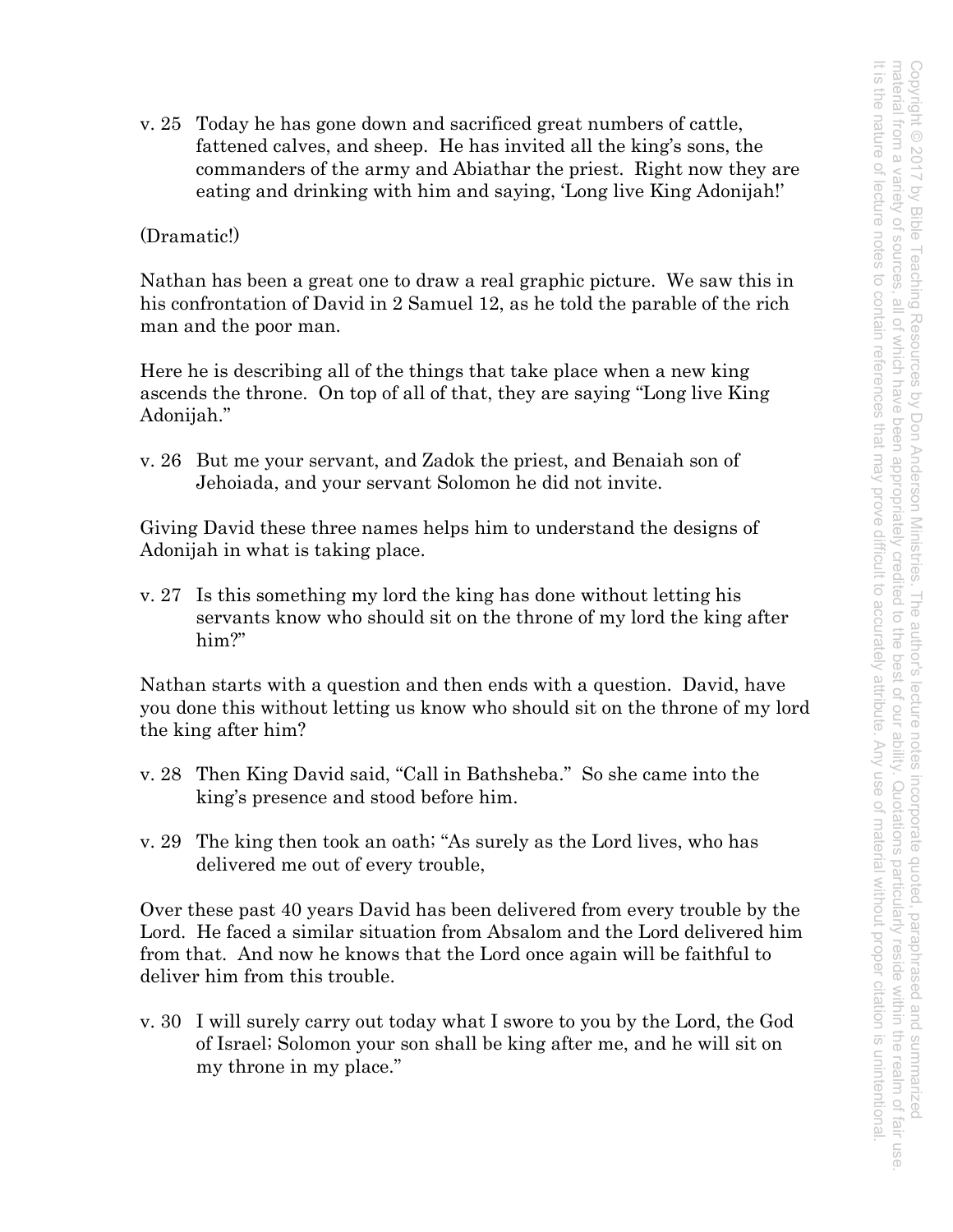v. 25 Today he has gone down and sacrificed great numbers of cattle, fattened calves, and sheep. He has invited all the king's sons, the commanders of the army and Abiathar the priest. Right now they are eating and drinking with him and saying, 'Long live King Adonijah!'

(Dramatic!)

Nathan has been a great one to draw a real graphic picture. We saw this in his confrontation of David in 2 Samuel 12, as he told the parable of the rich man and the poor man.

Here he is describing all of the things that take place when a new king ascends the throne. On top of all of that, they are saying "Long live King Adonijah."

v. 26 But me your servant, and Zadok the priest, and Benaiah son of Jehoiada, and your servant Solomon he did not invite.

Giving David these three names helps him to understand the designs of Adonijah in what is taking place.

v. 27 Is this something my lord the king has done without letting his servants know who should sit on the throne of my lord the king after him?"

Nathan starts with a question and then ends with a question. David, have you done this without letting us know who should sit on the throne of my lord the king after him?

v. 28 Then King David said, "Call in Bathsheba." So she came into the king's presence and stood before him.

v. 29 The king then took an oath; "As surely as the Lord lives, who has delivered me out of every trouble,

Over these past 40 years David has been delivered from every trouble by the Lord. He faced a similar situation from Absalom and the Lord delivered him from that. And now he knows that the Lord once again will be faithful to deliver him from this trouble.

v. 30 I will surely carry out today what I swore to you by the Lord, the God of Israel; Solomon your son shall be king after me, and he will sit on my throne in my place."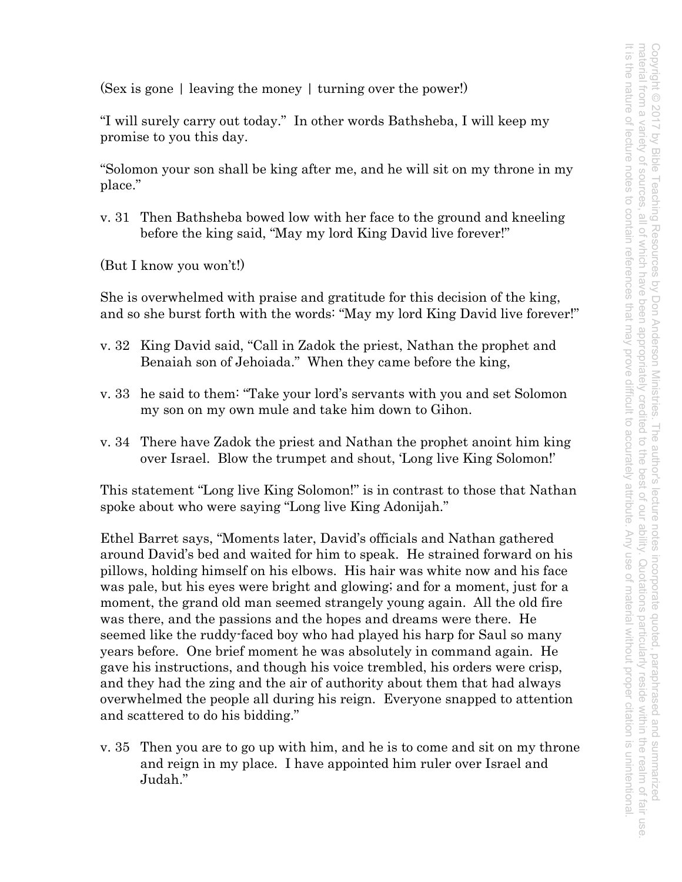(Sex is gone | leaving the money | turning over the power!)

"I will surely carry out today." In other words Bathsheba, I will keep my promise to you this day.

"Solomon your son shall be king after me, and he will sit on my throne in my place."

v. 31 Then Bathsheba bowed low with her face to the ground and kneeling before the king said, "May my lord King David live forever!"

(But I know you won't!)

She is overwhelmed with praise and gratitude for this decision of the king, and so she burst forth with the words: "May my lord King David live forever!"

v. 32 King David said, "Call in Zadok the priest, Nathan the prophet and Benaiah son of Jehoiada." When they came before the king,

v. 33 he said to them: "Take your lord's servants with you and set Solomon my son on my own mule and take him down to Gihon.

v. 34 There have Zadok the priest and Nathan the prophet anoint him king over Israel. Blow the trumpet and shout, 'Long live King Solomon!'

This statement "Long live King Solomon!" is in contrast to those that Nathan spoke about who were saying "Long live King Adonijah."

Ethel Barret says, "Moments later, David's officials and Nathan gathered around David's bed and waited for him to speak. He strained forward on his pillows, holding himself on his elbows. His hair was white now and his face was pale, but his eyes were bright and glowing; and for a moment, just for a moment, the grand old man seemed strangely young again. All the old fire was there, and the passions and the hopes and dreams were there. He seemed like the ruddy-faced boy who had played his harp for Saul so many years before. One brief moment he was absolutely in command again. He gave his instructions, and though his voice trembled, his orders were crisp, and they had the zing and the air of authority about them that had always overwhelmed the people all during his reign. Everyone snapped to attention and scattered to do his bidding."

v. 35 Then you are to go up with him, and he is to come and sit on my throne and reign in my place. I have appointed him ruler over Israel and Judah."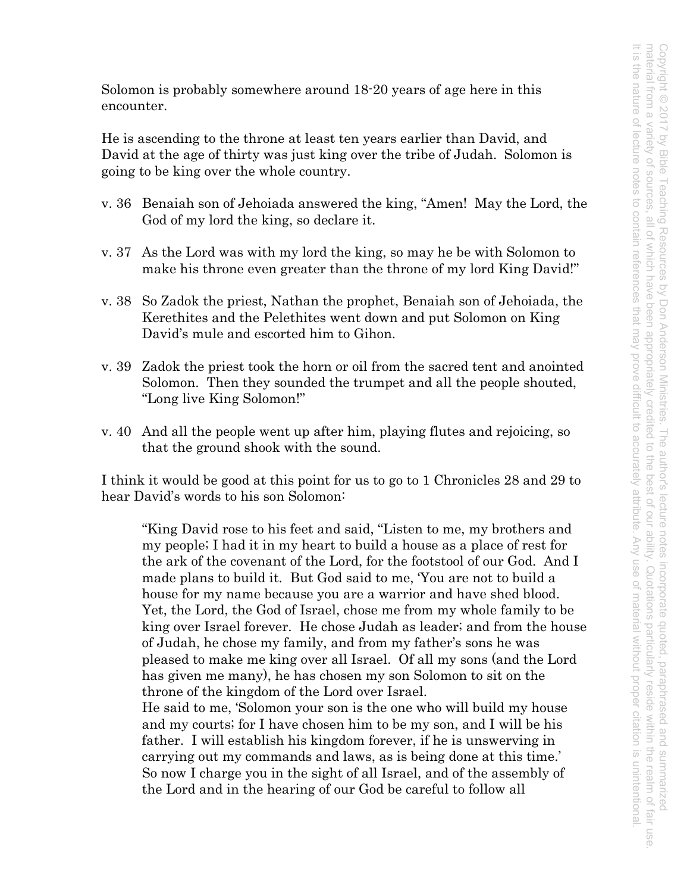Solomon is probably somewhere around 18-20 years of age here in this encounter.

He is ascending to the throne at least ten years earlier than David, and David at the age of thirty was just king over the tribe of Judah. Solomon is going to be king over the whole country.

v. 36 Benaiah son of Jehoiada answered the king, "Amen! May the Lord, the God of my lord the king, so declare it.

v. 37 As the Lord was with my lord the king, so may he be with Solomon to make his throne even greater than the throne of my lord King David!"

v. 38 So Zadok the priest, Nathan the prophet, Benaiah son of Jehoiada, the Kerethites and the Pelethites went down and put Solomon on King David's mule and escorted him to Gihon.

v. 39 Zadok the priest took the horn or oil from the sacred tent and anointed Solomon. Then they sounded the trumpet and all the people shouted, "Long live King Solomon!"

v. 40 And all the people went up after him, playing flutes and rejoicing, so that the ground shook with the sound.

I think it would be good at this point for us to go to 1 Chronicles 28 and 29 to hear David's words to his son Solomon:

> "King David rose to his feet and said, "Listen to me, my brothers and my people; I had it in my heart to build a house as a place of rest for the ark of the covenant of the Lord, for the footstool of our God. And I made plans to build it. But God said to me, 'You are not to build a house for my name because you are a warrior and have shed blood. Yet, the Lord, the God of Israel, chose me from my whole family to be king over Israel forever. He chose Judah as leader; and from the house of Judah, he chose my family, and from my father's sons he was pleased to make me king over all Israel. Of all my sons (and the Lord has given me many), he has chosen my son Solomon to sit on the throne of the kingdom of the Lord over Israel.
> He said to me, 'Solomon your son is the one who will build my house and my courts; for I have chosen him to be my son, and I will be his father. I will establish his kingdom forever, if he is unswerving in carrying out my commands and laws, as is being done at this time.'
> So now I charge you in the sight of all Israel, and of the assembly of the Lord and in the hearing of our God be careful to follow all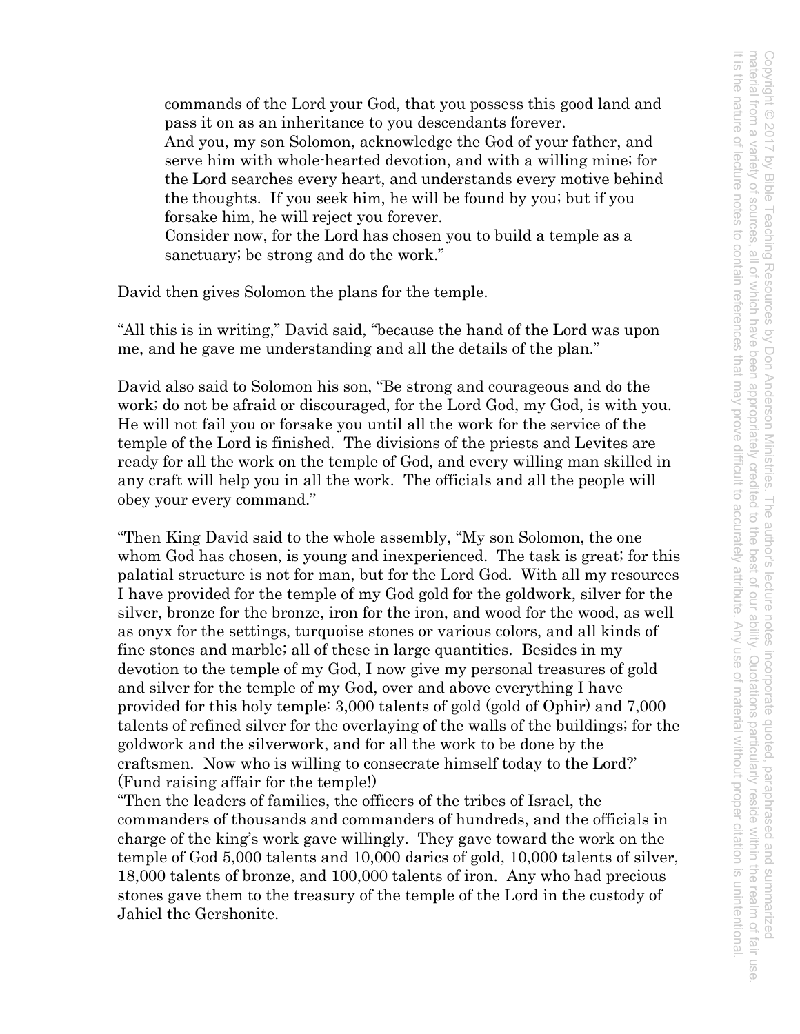commands of the Lord your God, that you possess this good land and pass it on as an inheritance to you descendants forever.
And you, my son Solomon, acknowledge the God of your father, and serve him with whole-hearted devotion, and with a willing mine; for the Lord searches every heart, and understands every motive behind the thoughts. If you seek him, he will be found by you; but if you forsake him, he will reject you forever.
Consider now, for the Lord has chosen you to build a temple as a sanctuary; be strong and do the work."

David then gives Solomon the plans for the temple.

"All this is in writing," David said, "because the hand of the Lord was upon me, and he gave me understanding and all the details of the plan."

David also said to Solomon his son, "Be strong and courageous and do the work; do not be afraid or discouraged, for the Lord God, my God, is with you. He will not fail you or forsake you until all the work for the service of the temple of the Lord is finished. The divisions of the priests and Levites are ready for all the work on the temple of God, and every willing man skilled in any craft will help you in all the work. The officials and all the people will obey your every command."

"Then King David said to the whole assembly, "My son Solomon, the one whom God has chosen, is young and inexperienced. The task is great; for this palatial structure is not for man, but for the Lord God. With all my resources I have provided for the temple of my God gold for the goldwork, silver for the silver, bronze for the bronze, iron for the iron, and wood for the wood, as well as onyx for the settings, turquoise stones or various colors, and all kinds of fine stones and marble; all of these in large quantities. Besides in my devotion to the temple of my God, I now give my personal treasures of gold and silver for the temple of my God, over and above everything I have provided for this holy temple: 3,000 talents of gold (gold of Ophir) and 7,000 talents of refined silver for the overlaying of the walls of the buildings; for the goldwork and the silverwork, and for all the work to be done by the craftsmen. Now who is willing to consecrate himself today to the Lord?' (Fund raising affair for the temple!)
"Then the leaders of families, the officers of the tribes of Israel, the commanders of thousands and commanders of hundreds, and the officials in charge of the king's work gave willingly. They gave toward the work on the temple of God 5,000 talents and 10,000 darics of gold, 10,000 talents of silver, 18,000 talents of bronze, and 100,000 talents of iron. Any who had precious stones gave them to the treasury of the temple of the Lord in the custody of Jahiel the Gershonite.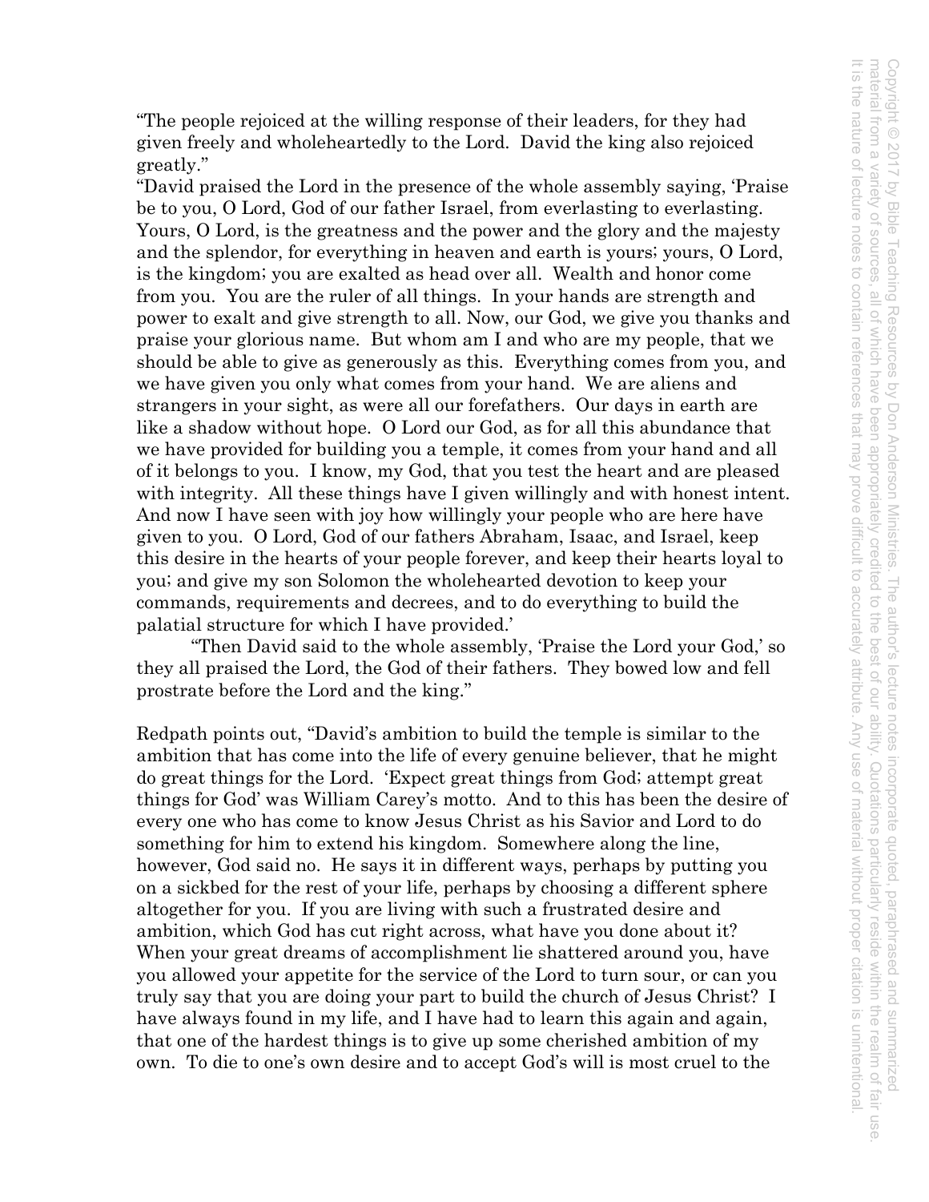"The people rejoiced at the willing response of their leaders, for they had given freely and wholeheartedly to the Lord. David the king also rejoiced greatly."

"David praised the Lord in the presence of the whole assembly saying, 'Praise be to you, O Lord, God of our father Israel, from everlasting to everlasting. Yours, O Lord, is the greatness and the power and the glory and the majesty and the splendor, for everything in heaven and earth is yours; yours, O Lord, is the kingdom; you are exalted as head over all. Wealth and honor come from you. You are the ruler of all things. In your hands are strength and power to exalt and give strength to all. Now, our God, we give you thanks and praise your glorious name. But whom am I and who are my people, that we should be able to give as generously as this. Everything comes from you, and we have given you only what comes from your hand. We are aliens and strangers in your sight, as were all our forefathers. Our days in earth are like a shadow without hope. O Lord our God, as for all this abundance that we have provided for building you a temple, it comes from your hand and all of it belongs to you. I know, my God, that you test the heart and are pleased with integrity. All these things have I given willingly and with honest intent. And now I have seen with joy how willingly your people who are here have given to you. O Lord, God of our fathers Abraham, Isaac, and Israel, keep this desire in the hearts of your people forever, and keep their hearts loyal to you; and give my son Solomon the wholehearted devotion to keep your commands, requirements and decrees, and to do everything to build the palatial structure for which I have provided.'

"Then David said to the whole assembly, 'Praise the Lord your God,' so they all praised the Lord, the God of their fathers. They bowed low and fell prostrate before the Lord and the king."

Redpath points out, "David's ambition to build the temple is similar to the ambition that has come into the life of every genuine believer, that he might do great things for the Lord. 'Expect great things from God; attempt great things for God' was William Carey's motto. And to this has been the desire of every one who has come to know Jesus Christ as his Savior and Lord to do something for him to extend his kingdom. Somewhere along the line, however, God said no. He says it in different ways, perhaps by putting you on a sickbed for the rest of your life, perhaps by choosing a different sphere altogether for you. If you are living with such a frustrated desire and ambition, which God has cut right across, what have you done about it? When your great dreams of accomplishment lie shattered around you, have you allowed your appetite for the service of the Lord to turn sour, or can you truly say that you are doing your part to build the church of Jesus Christ? I have always found in my life, and I have had to learn this again and again, that one of the hardest things is to give up some cherished ambition of my own. To die to one's own desire and to accept God's will is most cruel to the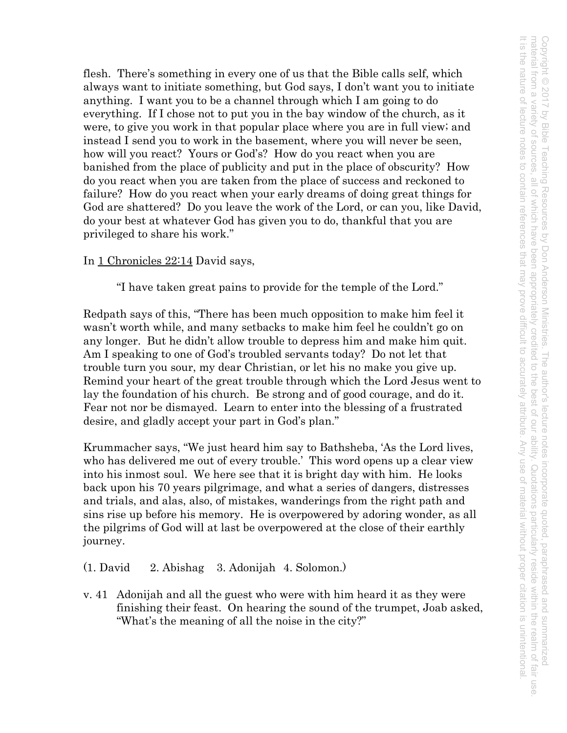flesh. There's something in every one of us that the Bible calls self, which always want to initiate something, but God says, I don't want you to initiate anything. I want you to be a channel through which I am going to do everything. If I chose not to put you in the bay window of the church, as it were, to give you work in that popular place where you are in full view; and instead I send you to work in the basement, where you will never be seen, how will you react? Yours or God's? How do you react when you are banished from the place of publicity and put in the place of obscurity? How do you react when you are taken from the place of success and reckoned to failure? How do you react when your early dreams of doing great things for God are shattered? Do you leave the work of the Lord, or can you, like David, do your best at whatever God has given you to do, thankful that you are privileged to share his work."

In 1 Chronicles 22:14 David says,

> "I have taken great pains to provide for the temple of the Lord."

Redpath says of this, "There has been much opposition to make him feel it wasn't worth while, and many setbacks to make him feel he couldn't go on any longer. But he didn't allow trouble to depress him and make him quit. Am I speaking to one of God's troubled servants today? Do not let that trouble turn you sour, my dear Christian, or let his no make you give up. Remind your heart of the great trouble through which the Lord Jesus went to lay the foundation of his church. Be strong and of good courage, and do it. Fear not nor be dismayed. Learn to enter into the blessing of a frustrated desire, and gladly accept your part in God's plan."

Krummacher says, "We just heard him say to Bathsheba, 'As the Lord lives, who has delivered me out of every trouble.' This word opens up a clear view into his inmost soul. We here see that it is bright day with him. He looks back upon his 70 years pilgrimage, and what a series of dangers, distresses and trials, and alas, also, of mistakes, wanderings from the right path and sins rise up before his memory. He is overpowered by adoring wonder, as all the pilgrims of God will at last be overpowered at the close of their earthly journey.

(1. David 2. Abishag 3. Adonijah 4. Solomon.)

v. 41 Adonijah and all the guest who were with him heard it as they were finishing their feast. On hearing the sound of the trumpet, Joab asked, "What's the meaning of all the noise in the city?"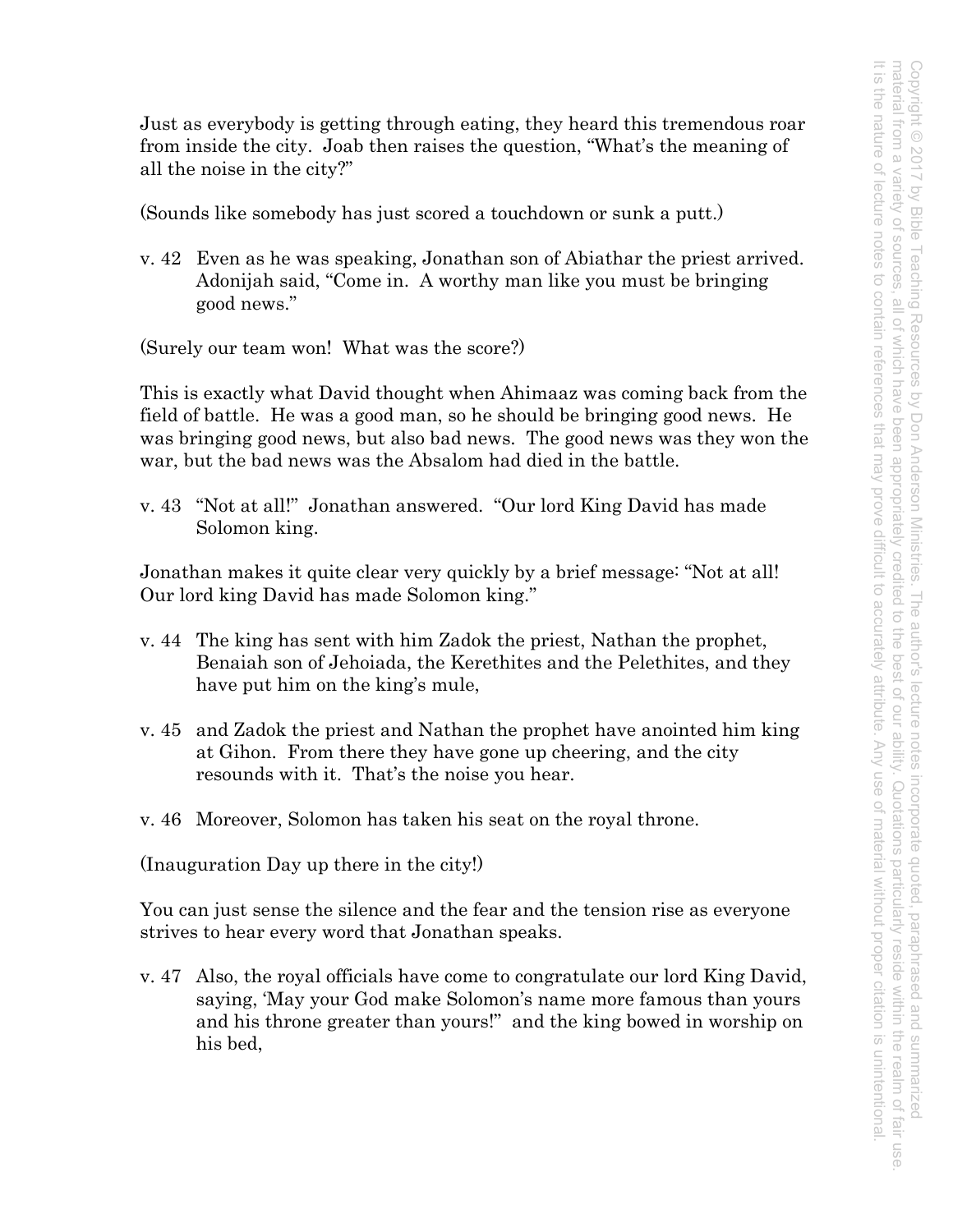Just as everybody is getting through eating, they heard this tremendous roar from inside the city. Joab then raises the question, "What's the meaning of all the noise in the city?"

(Sounds like somebody has just scored a touchdown or sunk a putt.)

v. 42 Even as he was speaking, Jonathan son of Abiathar the priest arrived. Adonijah said, "Come in. A worthy man like you must be bringing good news."

(Surely our team won! What was the score?)

This is exactly what David thought when Ahimaaz was coming back from the field of battle. He was a good man, so he should be bringing good news. He was bringing good news, but also bad news. The good news was they won the war, but the bad news was the Absalom had died in the battle.

v. 43 "Not at all!" Jonathan answered. "Our lord King David has made Solomon king.

Jonathan makes it quite clear very quickly by a brief message: "Not at all! Our lord king David has made Solomon king."

v. 44 The king has sent with him Zadok the priest, Nathan the prophet, Benaiah son of Jehoiada, the Kerethites and the Pelethites, and they have put him on the king's mule,

v. 45 and Zadok the priest and Nathan the prophet have anointed him king at Gihon. From there they have gone up cheering, and the city resounds with it. That's the noise you hear.

v. 46 Moreover, Solomon has taken his seat on the royal throne.

(Inauguration Day up there in the city!)

You can just sense the silence and the fear and the tension rise as everyone strives to hear every word that Jonathan speaks.

v. 47 Also, the royal officials have come to congratulate our lord King David, saying, 'May your God make Solomon's name more famous than yours and his throne greater than yours!" and the king bowed in worship on his bed,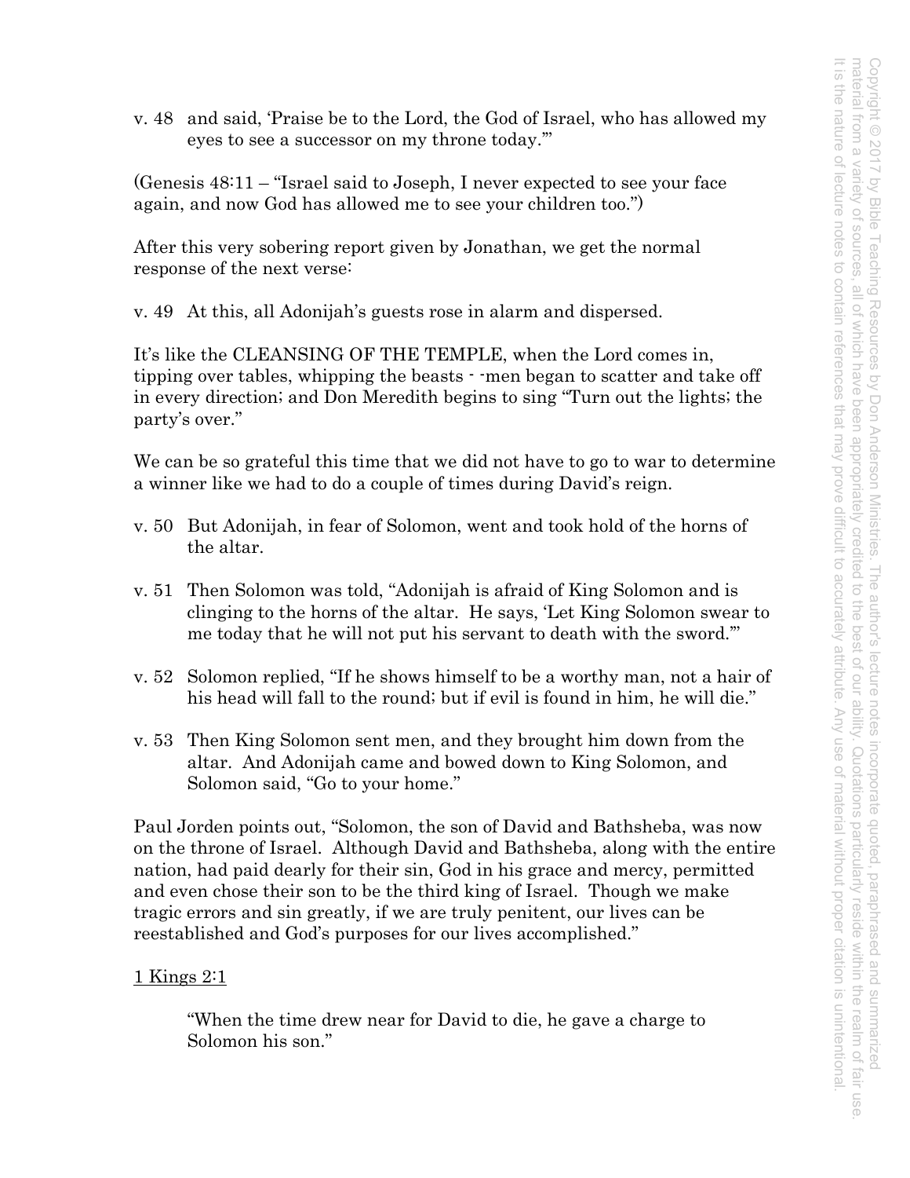v. 48 and said, 'Praise be to the Lord, the God of Israel, who has allowed my eyes to see a successor on my throne today.'"

(Genesis 48:11 – "Israel said to Joseph, I never expected to see your face again, and now God has allowed me to see your children too.")

After this very sobering report given by Jonathan, we get the normal response of the next verse:

v. 49 At this, all Adonijah's guests rose in alarm and dispersed.

It's like the CLEANSING OF THE TEMPLE, when the Lord comes in, tipping over tables, whipping the beasts - -men began to scatter and take off in every direction; and Don Meredith begins to sing "Turn out the lights; the party's over."

We can be so grateful this time that we did not have to go to war to determine a winner like we had to do a couple of times during David's reign.

v. 50 But Adonijah, in fear of Solomon, went and took hold of the horns of the altar.

v. 51 Then Solomon was told, "Adonijah is afraid of King Solomon and is clinging to the horns of the altar. He says, 'Let King Solomon swear to me today that he will not put his servant to death with the sword.'"

v. 52 Solomon replied, "If he shows himself to be a worthy man, not a hair of his head will fall to the round; but if evil is found in him, he will die."

v. 53 Then King Solomon sent men, and they brought him down from the altar. And Adonijah came and bowed down to King Solomon, and Solomon said, "Go to your home."

Paul Jorden points out, "Solomon, the son of David and Bathsheba, was now on the throne of Israel. Although David and Bathsheba, along with the entire nation, had paid dearly for their sin, God in his grace and mercy, permitted and even chose their son to be the third king of Israel. Though we make tragic errors and sin greatly, if we are truly penitent, our lives can be reestablished and God's purposes for our lives accomplished."

1 Kings 2:1

> "When the time drew near for David to die, he gave a charge to Solomon his son."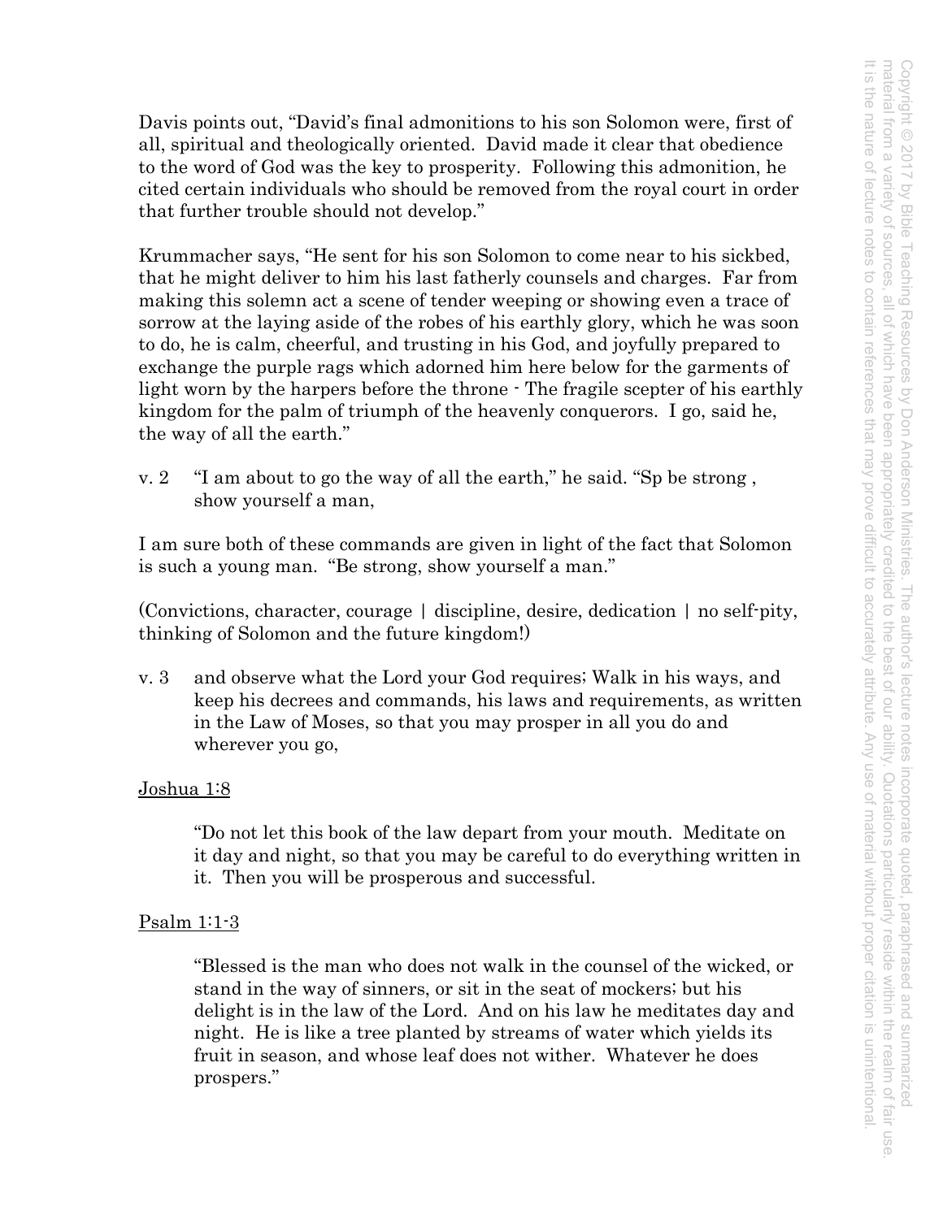Davis points out, "David's final admonitions to his son Solomon were, first of all, spiritual and theologically oriented. David made it clear that obedience to the word of God was the key to prosperity. Following this admonition, he cited certain individuals who should be removed from the royal court in order that further trouble should not develop."

Krummacher says, "He sent for his son Solomon to come near to his sickbed, that he might deliver to him his last fatherly counsels and charges. Far from making this solemn act a scene of tender weeping or showing even a trace of sorrow at the laying aside of the robes of his earthly glory, which he was soon to do, he is calm, cheerful, and trusting in his God, and joyfully prepared to exchange the purple rags which adorned him here below for the garments of light worn by the harpers before the throne - The fragile scepter of his earthly kingdom for the palm of triumph of the heavenly conquerors. I go, said he, the way of all the earth."

v. 2 "I am about to go the way of all the earth," he said. "Sp be strong , show yourself a man,

I am sure both of these commands are given in light of the fact that Solomon is such a young man. "Be strong, show yourself a man."

(Convictions, character, courage | discipline, desire, dedication | no self-pity, thinking of Solomon and the future kingdom!)

v. 3 and observe what the Lord your God requires; Walk in his ways, and keep his decrees and commands, his laws and requirements, as written in the Law of Moses, so that you may prosper in all you do and wherever you go,

<u>Joshua 1:8</u>

> "Do not let this book of the law depart from your mouth. Meditate on it day and night, so that you may be careful to do everything written in it. Then you will be prosperous and successful.

<u>Psalm 1:1-3</u>

> "Blessed is the man who does not walk in the counsel of the wicked, or stand in the way of sinners, or sit in the seat of mockers; but his delight is in the law of the Lord. And on his law he meditates day and night. He is like a tree planted by streams of water which yields its fruit in season, and whose leaf does not wither. Whatever he does prospers."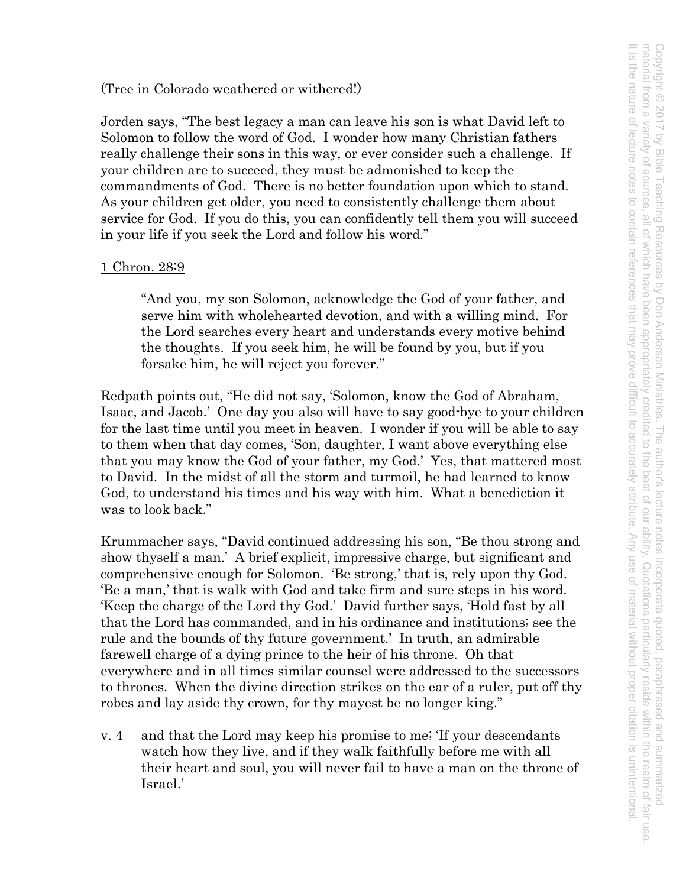(Tree in Colorado weathered or withered!)

Jorden says, "The best legacy a man can leave his son is what David left to Solomon to follow the word of God. I wonder how many Christian fathers really challenge their sons in this way, or ever consider such a challenge. If your children are to succeed, they must be admonished to keep the commandments of God. There is no better foundation upon which to stand. As your children get older, you need to consistently challenge them about service for God. If you do this, you can confidently tell them you will succeed in your life if you seek the Lord and follow his word."

<u>1 Chron. 28:9</u>

> "And you, my son Solomon, acknowledge the God of your father, and serve him with wholehearted devotion, and with a willing mind. For the Lord searches every heart and understands every motive behind the thoughts. If you seek him, he will be found by you, but if you forsake him, he will reject you forever."

Redpath points out, "He did not say, 'Solomon, know the God of Abraham, Isaac, and Jacob.' One day you also will have to say good-bye to your children for the last time until you meet in heaven. I wonder if you will be able to say to them when that day comes, 'Son, daughter, I want above everything else that you may know the God of your father, my God.' Yes, that mattered most to David. In the midst of all the storm and turmoil, he had learned to know God, to understand his times and his way with him. What a benediction it was to look back."

Krummacher says, "David continued addressing his son, "Be thou strong and show thyself a man.' A brief explicit, impressive charge, but significant and comprehensive enough for Solomon. 'Be strong,' that is, rely upon thy God. 'Be a man,' that is walk with God and take firm and sure steps in his word. 'Keep the charge of the Lord thy God.' David further says, 'Hold fast by all that the Lord has commanded, and in his ordinance and institutions; see the rule and the bounds of thy future government.' In truth, an admirable farewell charge of a dying prince to the heir of his throne. Oh that everywhere and in all times similar counsel were addressed to the successors to thrones. When the divine direction strikes on the ear of a ruler, put off thy robes and lay aside thy crown, for thy mayest be no longer king."

v. 4 and that the Lord may keep his promise to me; 'If your descendants watch how they live, and if they walk faithfully before me with all their heart and soul, you will never fail to have a man on the throne of Israel.'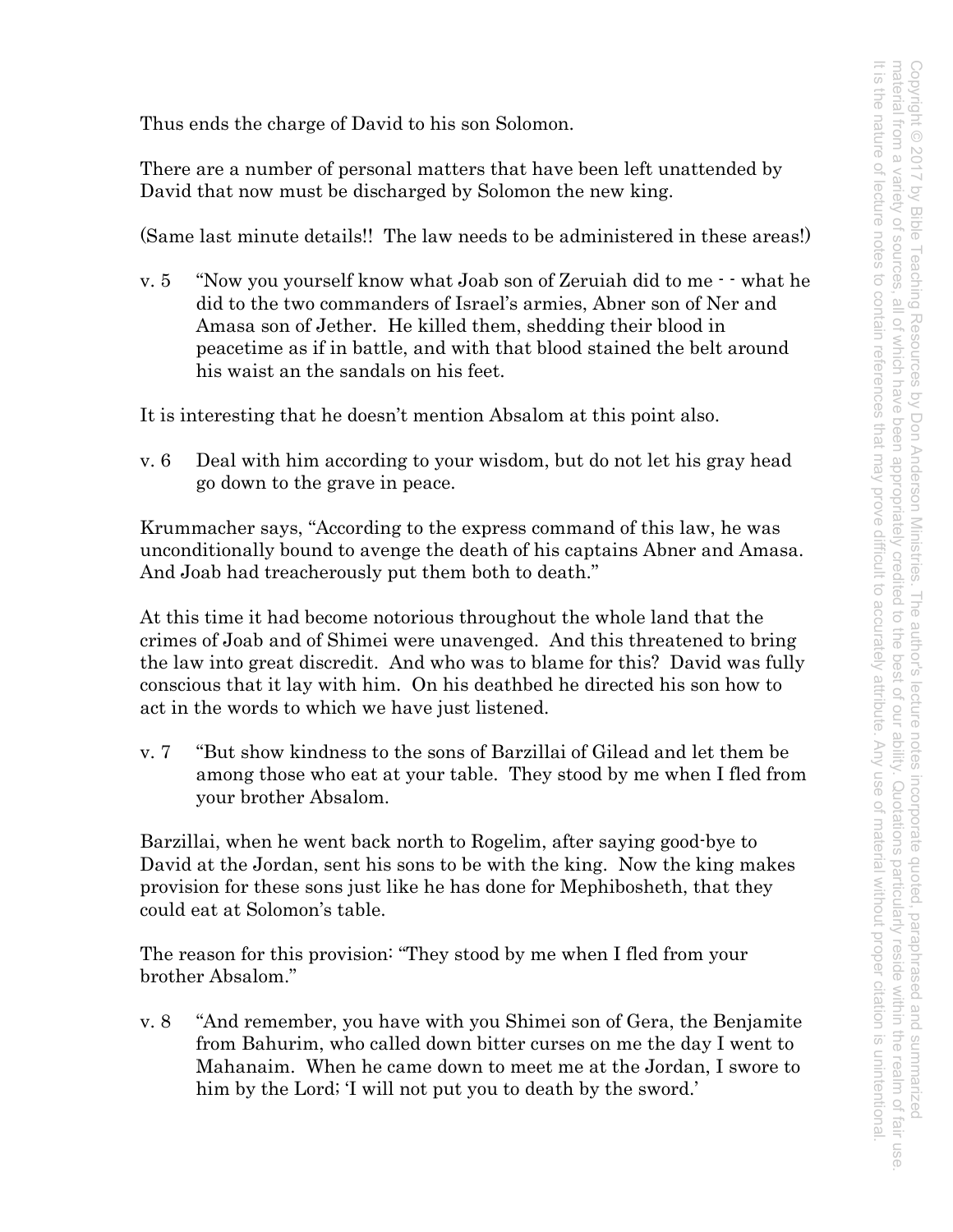Thus ends the charge of David to his son Solomon.

There are a number of personal matters that have been left unattended by David that now must be discharged by Solomon the new king.

(Same last minute details!! The law needs to be administered in these areas!)

v. 5 "Now you yourself know what Joab son of Zeruiah did to me - - what he did to the two commanders of Israel's armies, Abner son of Ner and Amasa son of Jether. He killed them, shedding their blood in peacetime as if in battle, and with that blood stained the belt around his waist an the sandals on his feet.

It is interesting that he doesn't mention Absalom at this point also.

v. 6 Deal with him according to your wisdom, but do not let his gray head go down to the grave in peace.

Krummacher says, "According to the express command of this law, he was unconditionally bound to avenge the death of his captains Abner and Amasa. And Joab had treacherously put them both to death."

At this time it had become notorious throughout the whole land that the crimes of Joab and of Shimei were unavenged. And this threatened to bring the law into great discredit. And who was to blame for this? David was fully conscious that it lay with him. On his deathbed he directed his son how to act in the words to which we have just listened.

v. 7 "But show kindness to the sons of Barzillai of Gilead and let them be among those who eat at your table. They stood by me when I fled from your brother Absalom.

Barzillai, when he went back north to Rogelim, after saying good-bye to David at the Jordan, sent his sons to be with the king. Now the king makes provision for these sons just like he has done for Mephibosheth, that they could eat at Solomon's table.

The reason for this provision: "They stood by me when I fled from your brother Absalom."

v. 8 "And remember, you have with you Shimei son of Gera, the Benjamite from Bahurim, who called down bitter curses on me the day I went to Mahanaim. When he came down to meet me at the Jordan, I swore to him by the Lord; 'I will not put you to death by the sword.'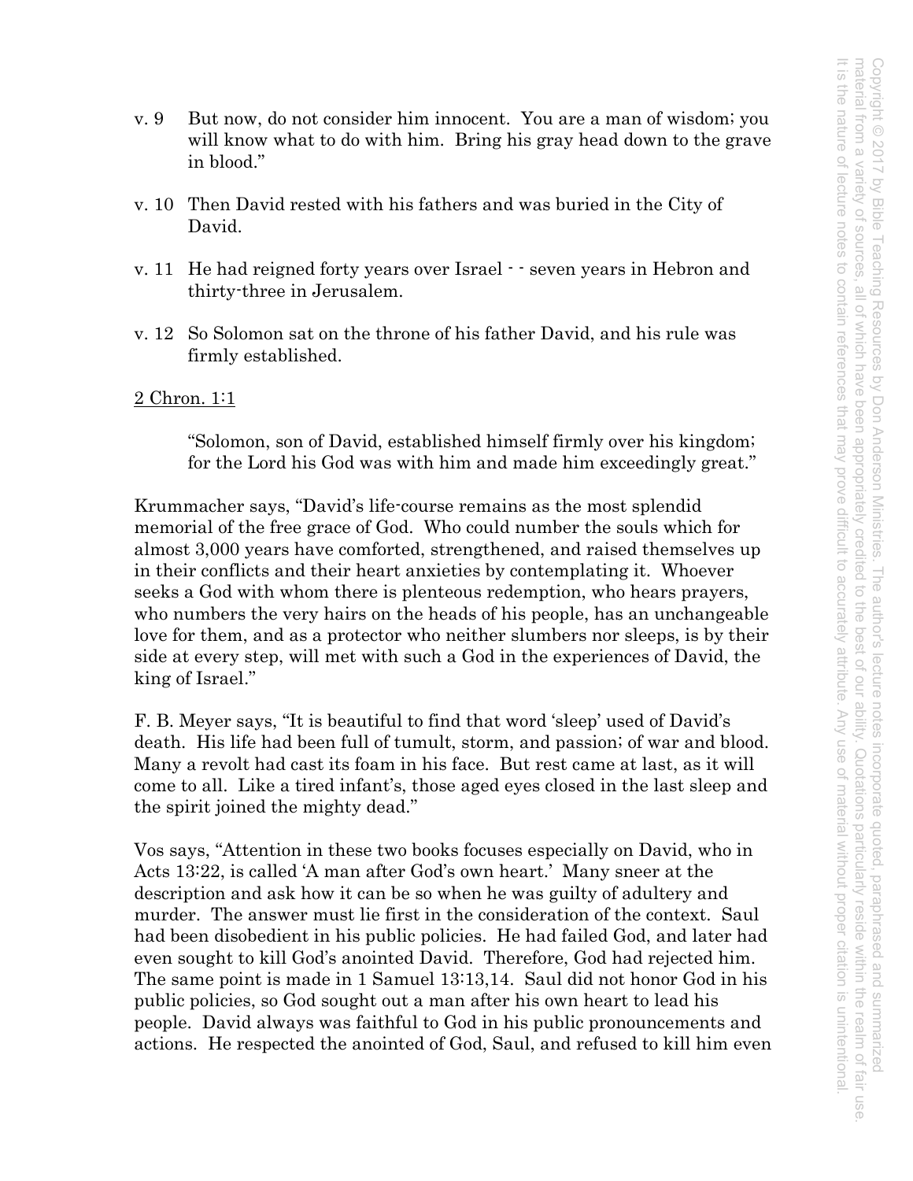v. 9 But now, do not consider him innocent. You are a man of wisdom; you will know what to do with him. Bring his gray head down to the grave in blood."

v. 10 Then David rested with his fathers and was buried in the City of David.

v. 11 He had reigned forty years over Israel - - seven years in Hebron and thirty-three in Jerusalem.

v. 12 So Solomon sat on the throne of his father David, and his rule was firmly established.

2 Chron. 1:1

> "Solomon, son of David, established himself firmly over his kingdom; for the Lord his God was with him and made him exceedingly great."

Krummacher says, "David's life-course remains as the most splendid memorial of the free grace of God. Who could number the souls which for almost 3,000 years have comforted, strengthened, and raised themselves up in their conflicts and their heart anxieties by contemplating it. Whoever seeks a God with whom there is plenteous redemption, who hears prayers, who numbers the very hairs on the heads of his people, has an unchangeable love for them, and as a protector who neither slumbers nor sleeps, is by their side at every step, will met with such a God in the experiences of David, the king of Israel."

F. B. Meyer says, "It is beautiful to find that word 'sleep' used of David's death. His life had been full of tumult, storm, and passion; of war and blood. Many a revolt had cast its foam in his face. But rest came at last, as it will come to all. Like a tired infant's, those aged eyes closed in the last sleep and the spirit joined the mighty dead."

Vos says, "Attention in these two books focuses especially on David, who in Acts 13:22, is called 'A man after God's own heart.' Many sneer at the description and ask how it can be so when he was guilty of adultery and murder. The answer must lie first in the consideration of the context. Saul had been disobedient in his public policies. He had failed God, and later had even sought to kill God's anointed David. Therefore, God had rejected him. The same point is made in 1 Samuel 13:13,14. Saul did not honor God in his public policies, so God sought out a man after his own heart to lead his people. David always was faithful to God in his public pronouncements and actions. He respected the anointed of God, Saul, and refused to kill him even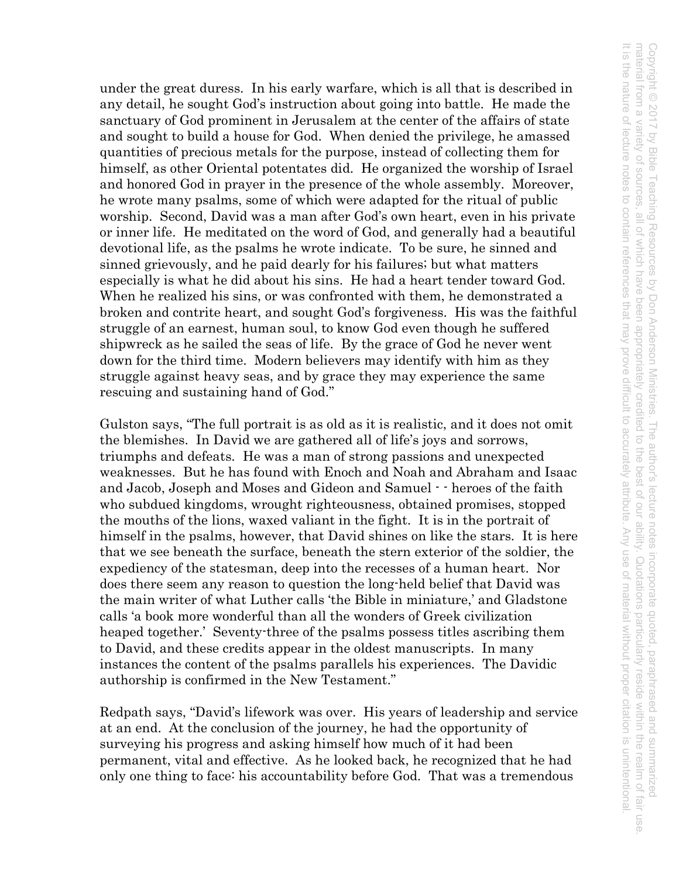under the great duress. In his early warfare, which is all that is described in any detail, he sought God's instruction about going into battle. He made the sanctuary of God prominent in Jerusalem at the center of the affairs of state and sought to build a house for God. When denied the privilege, he amassed quantities of precious metals for the purpose, instead of collecting them for himself, as other Oriental potentates did. He organized the worship of Israel and honored God in prayer in the presence of the whole assembly. Moreover, he wrote many psalms, some of which were adapted for the ritual of public worship. Second, David was a man after God's own heart, even in his private or inner life. He meditated on the word of God, and generally had a beautiful devotional life, as the psalms he wrote indicate. To be sure, he sinned and sinned grievously, and he paid dearly for his failures; but what matters especially is what he did about his sins. He had a heart tender toward God. When he realized his sins, or was confronted with them, he demonstrated a broken and contrite heart, and sought God's forgiveness. His was the faithful struggle of an earnest, human soul, to know God even though he suffered shipwreck as he sailed the seas of life. By the grace of God he never went down for the third time. Modern believers may identify with him as they struggle against heavy seas, and by grace they may experience the same rescuing and sustaining hand of God."

Gulston says, "The full portrait is as old as it is realistic, and it does not omit the blemishes. In David we are gathered all of life's joys and sorrows, triumphs and defeats. He was a man of strong passions and unexpected weaknesses. But he has found with Enoch and Noah and Abraham and Isaac and Jacob, Joseph and Moses and Gideon and Samuel - - heroes of the faith who subdued kingdoms, wrought righteousness, obtained promises, stopped the mouths of the lions, waxed valiant in the fight. It is in the portrait of himself in the psalms, however, that David shines on like the stars. It is here that we see beneath the surface, beneath the stern exterior of the soldier, the expediency of the statesman, deep into the recesses of a human heart. Nor does there seem any reason to question the long-held belief that David was the main writer of what Luther calls 'the Bible in miniature,' and Gladstone calls 'a book more wonderful than all the wonders of Greek civilization heaped together.' Seventy-three of the psalms possess titles ascribing them to David, and these credits appear in the oldest manuscripts. In many instances the content of the psalms parallels his experiences. The Davidic authorship is confirmed in the New Testament."

Redpath says, "David's lifework was over. His years of leadership and service at an end. At the conclusion of the journey, he had the opportunity of surveying his progress and asking himself how much of it had been permanent, vital and effective. As he looked back, he recognized that he had only one thing to face: his accountability before God. That was a tremendous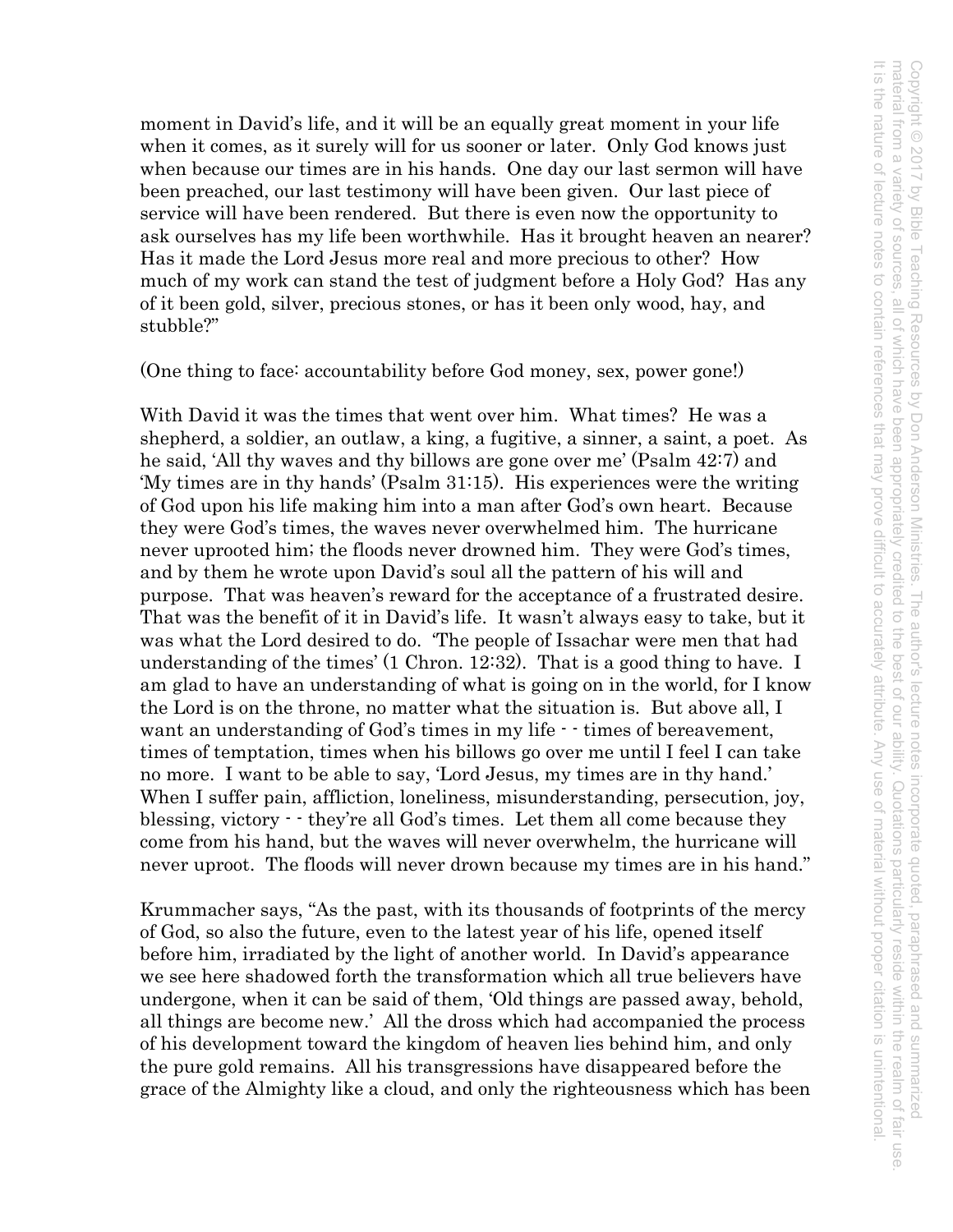moment in David's life, and it will be an equally great moment in your life when it comes, as it surely will for us sooner or later. Only God knows just when because our times are in his hands. One day our last sermon will have been preached, our last testimony will have been given. Our last piece of service will have been rendered. But there is even now the opportunity to ask ourselves has my life been worthwhile. Has it brought heaven an nearer? Has it made the Lord Jesus more real and more precious to other? How much of my work can stand the test of judgment before a Holy God? Has any of it been gold, silver, precious stones, or has it been only wood, hay, and stubble?"

(One thing to face: accountability before God money, sex, power gone!)

With David it was the times that went over him. What times? He was a shepherd, a soldier, an outlaw, a king, a fugitive, a sinner, a saint, a poet. As he said, 'All thy waves and thy billows are gone over me' (Psalm 42:7) and 'My times are in thy hands' (Psalm 31:15). His experiences were the writing of God upon his life making him into a man after God's own heart. Because they were God's times, the waves never overwhelmed him. The hurricane never uprooted him; the floods never drowned him. They were God's times, and by them he wrote upon David's soul all the pattern of his will and purpose. That was heaven's reward for the acceptance of a frustrated desire. That was the benefit of it in David's life. It wasn't always easy to take, but it was what the Lord desired to do. 'The people of Issachar were men that had understanding of the times' (1 Chron. 12:32). That is a good thing to have. I am glad to have an understanding of what is going on in the world, for I know the Lord is on the throne, no matter what the situation is. But above all, I want an understanding of God's times in my life - - times of bereavement, times of temptation, times when his billows go over me until I feel I can take no more. I want to be able to say, 'Lord Jesus, my times are in thy hand.' When I suffer pain, affliction, loneliness, misunderstanding, persecution, joy, blessing, victory - - they're all God's times. Let them all come because they come from his hand, but the waves will never overwhelm, the hurricane will never uproot. The floods will never drown because my times are in his hand."

Krummacher says, "As the past, with its thousands of footprints of the mercy of God, so also the future, even to the latest year of his life, opened itself before him, irradiated by the light of another world. In David's appearance we see here shadowed forth the transformation which all true believers have undergone, when it can be said of them, 'Old things are passed away, behold, all things are become new.' All the dross which had accompanied the process of his development toward the kingdom of heaven lies behind him, and only the pure gold remains. All his transgressions have disappeared before the grace of the Almighty like a cloud, and only the righteousness which has been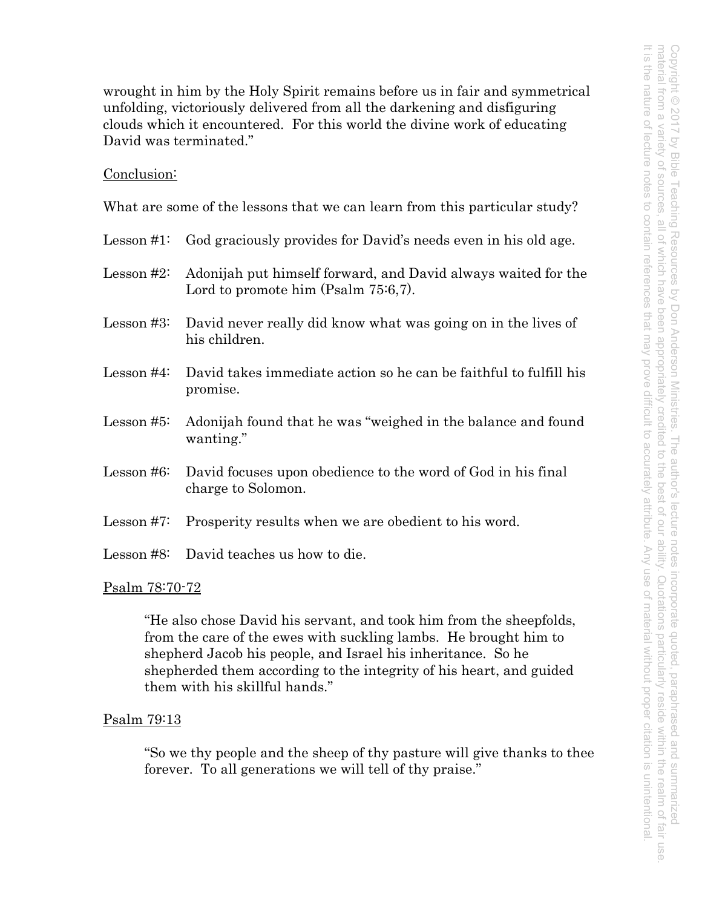wrought in him by the Holy Spirit remains before us in fair and symmetrical unfolding, victoriously delivered from all the darkening and disfiguring clouds which it encountered. For this world the divine work of educating David was terminated."

Conclusion:

What are some of the lessons that we can learn from this particular study?

Lesson #1: God graciously provides for David's needs even in his old age.

Lesson #2: Adonijah put himself forward, and David always waited for the Lord to promote him (Psalm 75:6,7).

Lesson #3: David never really did know what was going on in the lives of his children.

Lesson #4: David takes immediate action so he can be faithful to fulfill his promise.

Lesson #5: Adonijah found that he was "weighed in the balance and found wanting."

Lesson #6: David focuses upon obedience to the word of God in his final charge to Solomon.

Lesson #7: Prosperity results when we are obedient to his word.

Lesson #8: David teaches us how to die.

Psalm 78:70-72

> "He also chose David his servant, and took him from the sheepfolds, from the care of the ewes with suckling lambs. He brought him to shepherd Jacob his people, and Israel his inheritance. So he shepherded them according to the integrity of his heart, and guided them with his skillful hands."

Psalm 79:13

> "So we thy people and the sheep of thy pasture will give thanks to thee forever. To all generations we will tell of thy praise."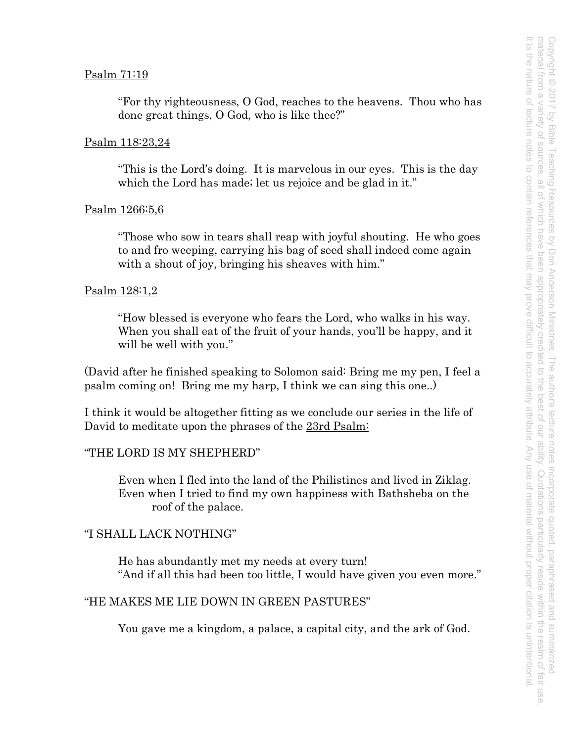<u>Psalm 71:19</u>

> "For thy righteousness, O God, reaches to the heavens. Thou who has done great things, O God, who is like thee?"

<u>Psalm 118:23,24</u>

> "This is the Lord's doing. It is marvelous in our eyes. This is the day which the Lord has made; let us rejoice and be glad in it."

<u>Psalm 1266:5,6</u>

> "Those who sow in tears shall reap with joyful shouting. He who goes to and fro weeping, carrying his bag of seed shall indeed come again with a shout of joy, bringing his sheaves with him."

<u>Psalm 128:1,2</u>

> "How blessed is everyone who fears the Lord, who walks in his way. When you shall eat of the fruit of your hands, you'll be happy, and it will be well with you."

(David after he finished speaking to Solomon said: Bring me my pen, I feel a psalm coming on! Bring me my harp, I think we can sing this one..)

I think it would be altogether fitting as we conclude our series in the life of David to meditate upon the phrases of the <u>23rd Psalm:</u>

"THE LORD IS MY SHEPHERD"

> Even when I fled into the land of the Philistines and lived in Ziklag.
> Even when I tried to find my own happiness with Bathsheba on the roof of the palace.

"I SHALL LACK NOTHING"

> He has abundantly met my needs at every turn!
> "And if all this had been too little, I would have given you even more."

"HE MAKES ME LIE DOWN IN GREEN PASTURES"

> You gave me a kingdom, a palace, a capital city, and the ark of God.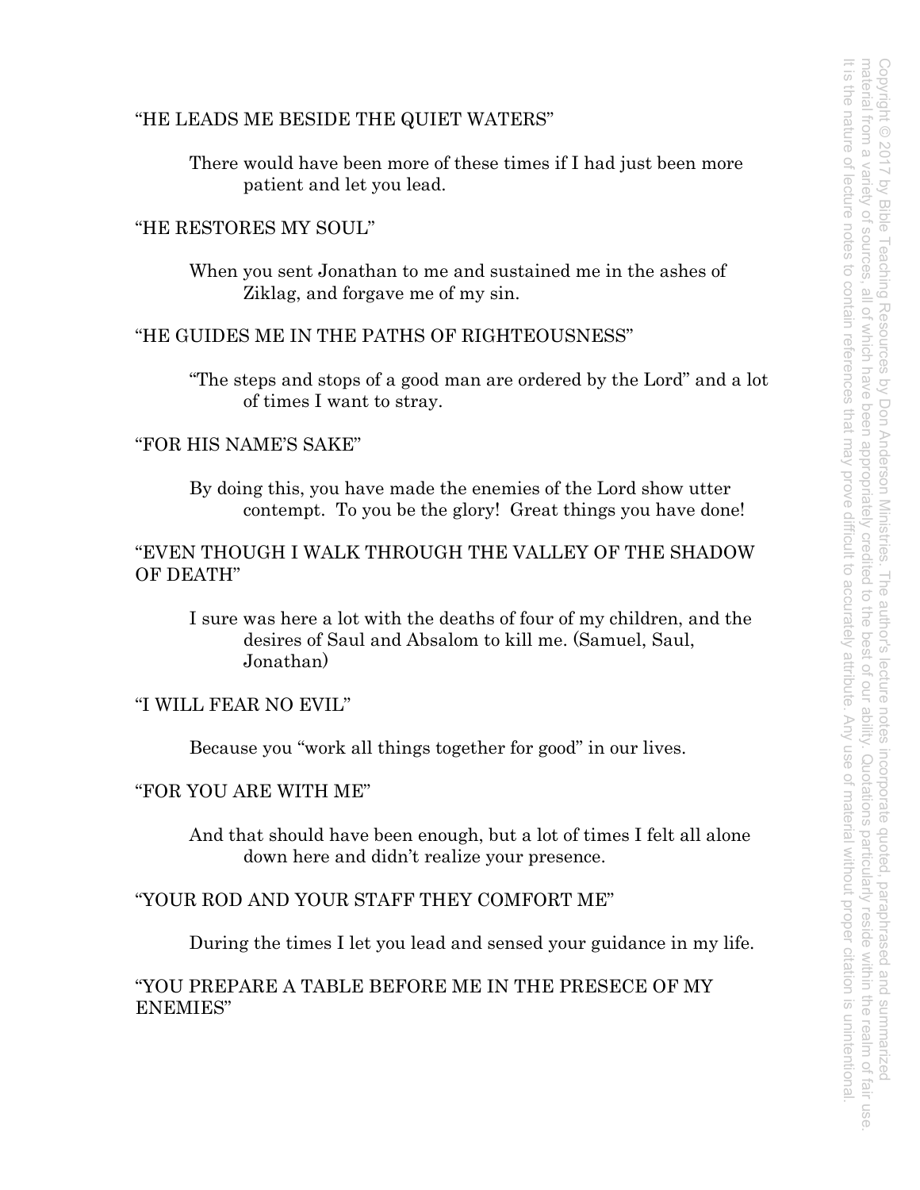"HE LEADS ME BESIDE THE QUIET WATERS"

> There would have been more of these times if I had just been more patient and let you lead.

"HE RESTORES MY SOUL"

> When you sent Jonathan to me and sustained me in the ashes of Ziklag, and forgave me of my sin.

"HE GUIDES ME IN THE PATHS OF RIGHTEOUSNESS"

> "The steps and stops of a good man are ordered by the Lord" and a lot of times I want to stray.

"FOR HIS NAME'S SAKE"

> By doing this, you have made the enemies of the Lord show utter contempt. To you be the glory! Great things you have done!

"EVEN THOUGH I WALK THROUGH THE VALLEY OF THE SHADOW OF DEATH"

> I sure was here a lot with the deaths of four of my children, and the desires of Saul and Absalom to kill me. (Samuel, Saul, Jonathan)

"I WILL FEAR NO EVIL"

> Because you "work all things together for good" in our lives.

"FOR YOU ARE WITH ME"

> And that should have been enough, but a lot of times I felt all alone down here and didn't realize your presence.

"YOUR ROD AND YOUR STAFF THEY COMFORT ME"

> During the times I let you lead and sensed your guidance in my life.

"YOU PREPARE A TABLE BEFORE ME IN THE PRESECE OF MY ENEMIES"

Copyright © 2017 by Bible Teaching Resources by Don Anderson Ministries. The author's lecture notes incorporate quoted, paraphrased and summarized material from a variety of sources, all of which have been appropriately credited to the best of our ability. Quotations particularly reside within the realm of fair use. It is the nature of lecture notes to contain references that may prove difficult to accurately attribute. Any use of material without proper citation is unintentional.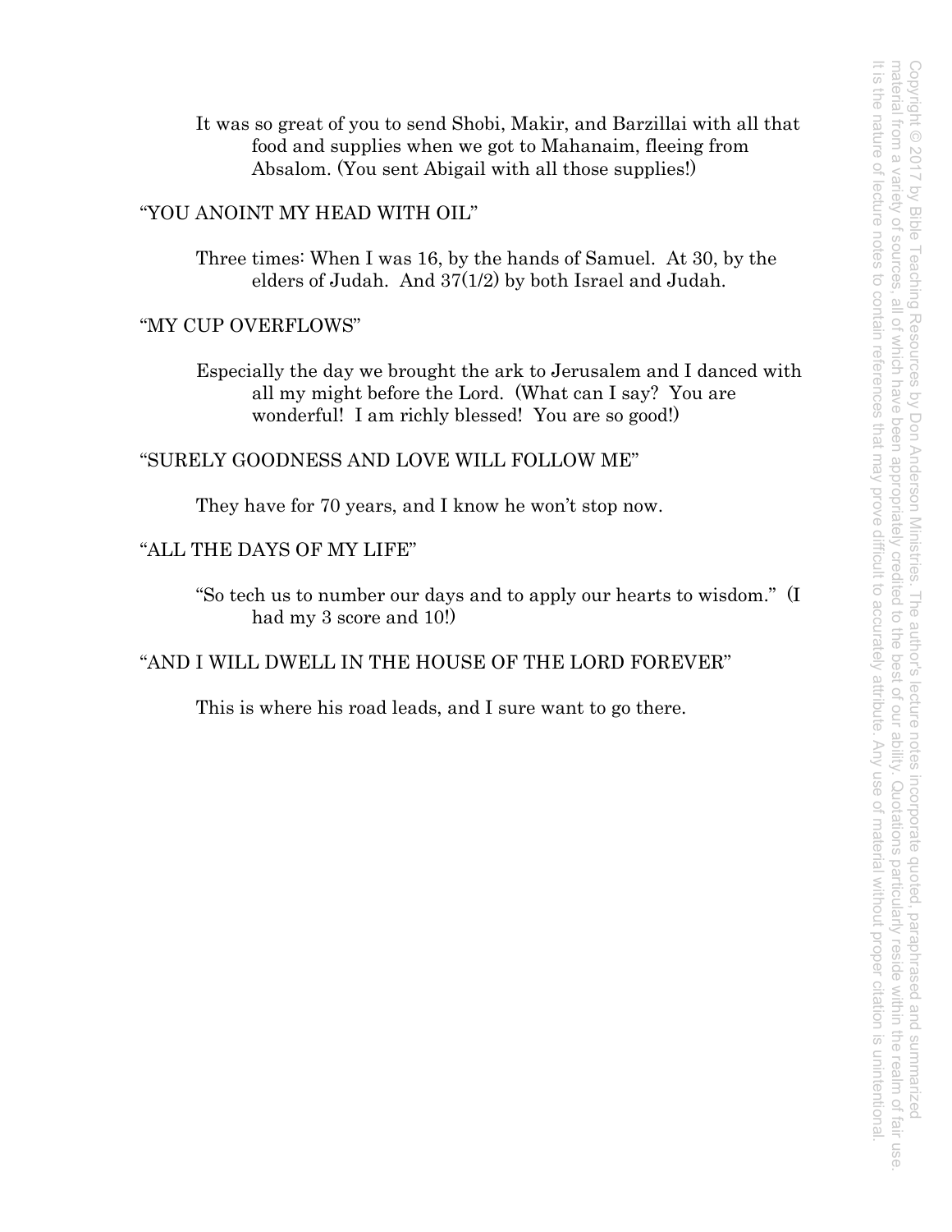It was so great of you to send Shobi, Makir, and Barzillai with all that food and supplies when we got to Mahanaim, fleeing from Absalom. (You sent Abigail with all those supplies!)

"YOU ANOINT MY HEAD WITH OIL"

Three times: When I was 16, by the hands of Samuel. At 30, by the elders of Judah. And 37(1/2) by both Israel and Judah.

"MY CUP OVERFLOWS"

Especially the day we brought the ark to Jerusalem and I danced with all my might before the Lord. (What can I say? You are wonderful! I am richly blessed! You are so good!)

"SURELY GOODNESS AND LOVE WILL FOLLOW ME"

They have for 70 years, and I know he won't stop now.

"ALL THE DAYS OF MY LIFE"

"So tech us to number our days and to apply our hearts to wisdom." (I had my 3 score and 10!)

"AND I WILL DWELL IN THE HOUSE OF THE LORD FOREVER"

This is where his road leads, and I sure want to go there.

Copyright © 2017 by Bible Teaching Resources by Don Anderson Ministries. The author's lecture notes incorporate quoted, paraphrased and summarized material from a variety of sources, all of which have been appropriately credited to the best of our ability. Quotations particularly reside within the realm of fair use. It is the nature of lecture notes to contain references that may prove difficult to accurately attribute. Any use of material without proper citation is unintentional.